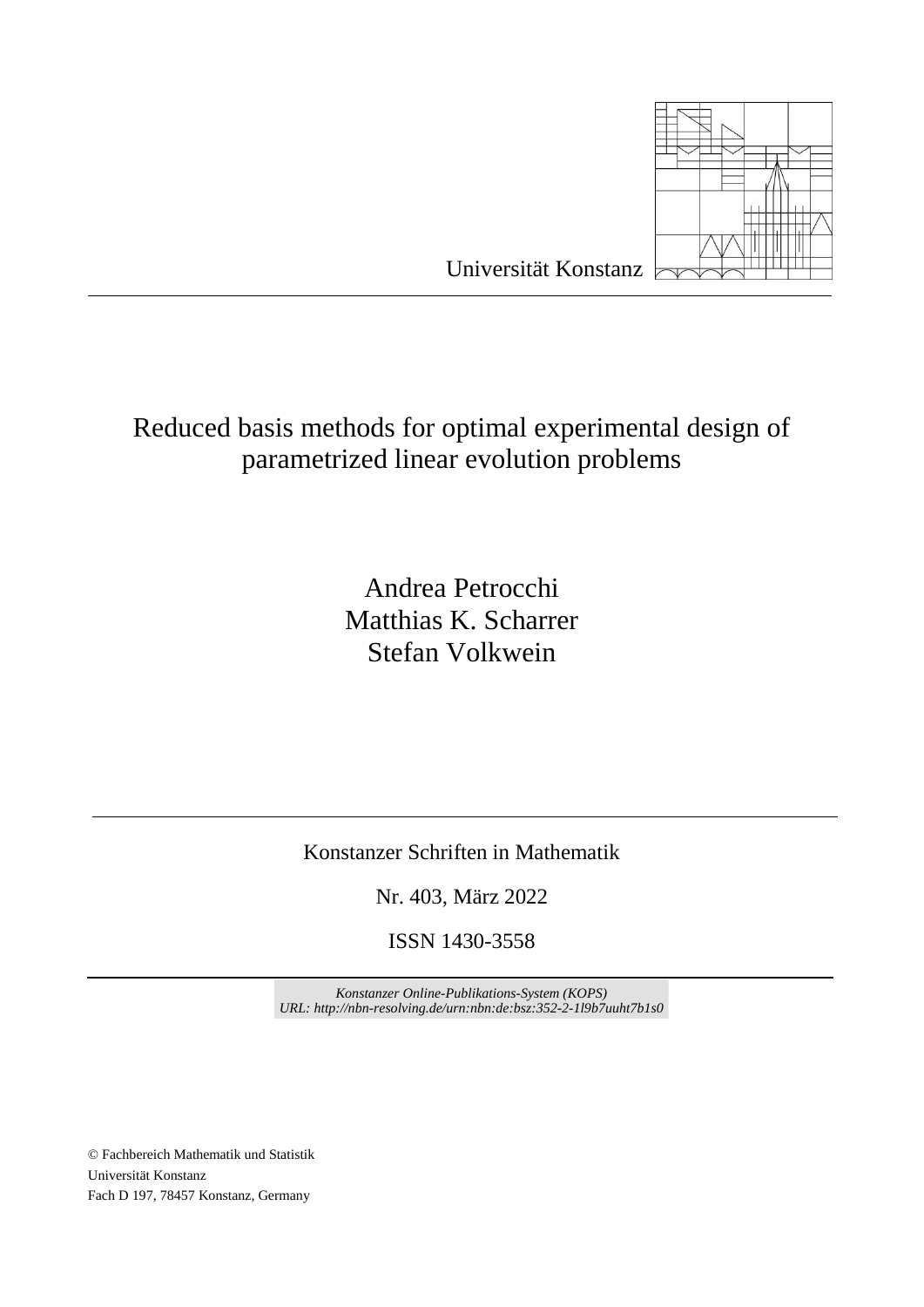Universität Konstanz

# Reduced basis methods for optimal experimental design of parametrized linear evolution problems

Andrea Petrocchi
Matthias K. Scharrer
Stefan Volkwein

Konstanzer Schriften in Mathematik

Nr. 403, März 2022

ISSN 1430-3558

*Konstanzer Online-Publikations-System (KOPS)*
*URL: http://nbn-resolving.de/urn:nbn:de:bsz:352-2-1l9b7uuht7b1s0*

© Fachbereich Mathematik und Statistik
Universität Konstanz
Fach D 197, 78457 Konstanz, Germany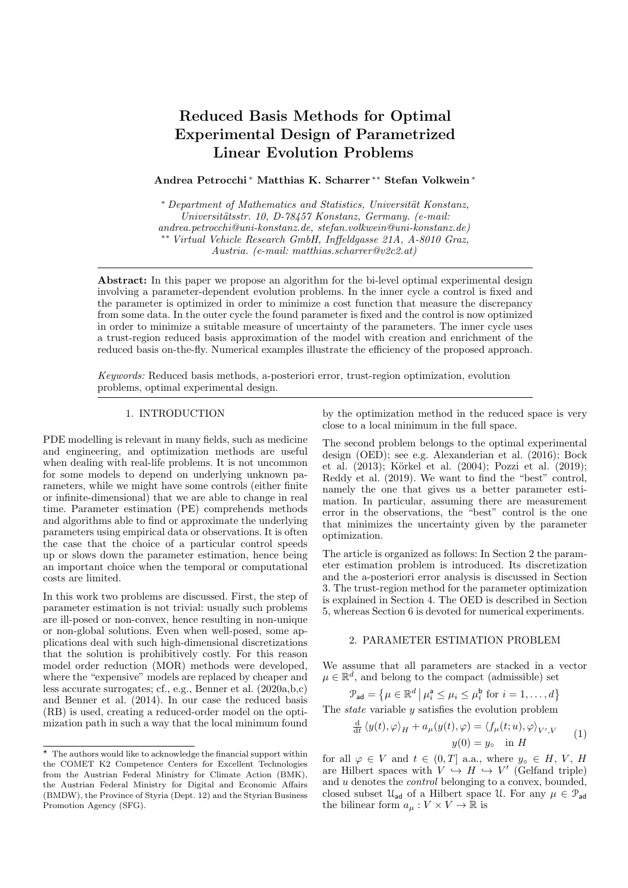# Reduced Basis Methods for Optimal Experimental Design of Parametrized Linear Evolution Problems

**Andrea Petrocchi** [*] **Matthias K. Scharrer** [**] **Stefan Volkwein** [*]

[*] *Department of Mathematics and Statistics, Universität Konstanz, Universitätsstr. 10, D-78457 Konstanz, Germany. (e-mail: andrea.petrocchi@uni-konstanz.de, stefan.volkwein@uni-konstanz.de)*

[**] *Virtual Vehicle Research GmbH, Inffeldgasse 21A, A-8010 Graz, Austria. (e-mail: matthias.scharrer@v2c2.at)*

**Abstract:** In this paper we propose an algorithm for the bi-level optimal experimental design involving a parameter-dependent evolution problems. In the inner cycle a control is fixed and the parameter is optimized in order to minimize a cost function that measure the discrepancy from some data. In the outer cycle the found parameter is fixed and the control is now optimized in order to minimize a suitable measure of uncertainty of the parameters. The inner cycle uses a trust-region reduced basis approximation of the model with creation and enrichment of the reduced basis on-the-fly. Numerical examples illustrate the efficiency of the proposed approach.

*Keywords:* Reduced basis methods, a-posteriori error, trust-region optimization, evolution problems, optimal experimental design.

## 1. INTRODUCTION

PDE modelling is relevant in many fields, such as medicine and engineering, and optimization methods are useful when dealing with real-life problems. It is not uncommon for some models to depend on underlying unknown parameters, while we might have some controls (either finite or infinite-dimensional) that we are able to change in real time. Parameter estimation (PE) comprehends methods and algorithms able to find or approximate the underlying parameters using empirical data or observations. It is often the case that the choice of a particular control speeds up or slows down the parameter estimation, hence being an important choice when the temporal or computational costs are limited.

In this work two problems are discussed. First, the step of parameter estimation is not trivial: usually such problems are ill-posed or non-convex, hence resulting in non-unique or non-global solutions. Even when well-posed, some applications deal with such high-dimensional discretizations that the solution is prohibitively costly. For this reason model order reduction (MOR) methods were developed, where the "expensive" models are replaced by cheaper and less accurate surrogates; cf., e.g., Benner et al. (2020a,b,c) and Benner et al. (2014). In our case the reduced basis (RB) is used, creating a reduced-order model on the optimization path in such a way that the local minimum found by the optimization method in the reduced space is very close to a local minimum in the full space.

The second problem belongs to the optimal experimental design (OED); see e.g. Alexanderian et al. (2016); Bock et al. (2013); Körkel et al. (2004); Pozzi et al. (2019); Reddy et al. (2019). We want to find the "best" control, namely the one that gives us a better parameter estimation. In particular, assuming there are measurement error in the observations, the "best" control is the one that minimizes the uncertainty given by the parameter optimization.

The article is organized as follows: In Section 2 the parameter estimation problem is introduced. Its discretization and the a-posteriori error analysis is discussed in Section 3. The trust-region method for the parameter optimization is explained in Section 4. The OED is described in Section 5, whereas Section 6 is devoted for numerical experiments.

## 2. PARAMETER ESTIMATION PROBLEM

We assume that all parameters are stacked in a vector $\mu \in \mathbb{R}^d$, and belong to the compact (admissible) set

$$\mathcal{P}_{\mathsf{ad}} = \left\{ \mu \in \mathbb{R}^d \,\middle|\, \mu_i^{\mathsf{a}} \le \mu_i \le \mu_i^{\mathsf{b}} \text{ for } i = 1, \ldots, d \right\}$$

The *state* variable $y$ satisfies the evolution problem

$$\begin{aligned} \tfrac{\mathrm{d}}{\mathrm{d}t} \langle y(t), \varphi \rangle_H + a_\mu(y(t), \varphi) &= \langle f_\mu(t; u), \varphi \rangle_{V',V} \\ y(0) &= y_\circ \quad \text{in } H \end{aligned} \tag{1}$$

for all $\varphi \in V$ and $t \in (0, T]$ a.a., where $y_\circ \in H$, $V$, $H$ are Hilbert spaces with $V \hookrightarrow H \hookrightarrow V'$ (Gelfand triple) and $u$ denotes the *control* belonging to a convex, bounded, closed subset $\mathcal{U}_{\mathsf{ad}}$ of a Hilbert space $\mathcal{U}$. For any $\mu \in \mathcal{P}_{\mathsf{ad}}$ the bilinear form $a_\mu : V \times V \to \mathbb{R}$ is

[*] The authors would like to acknowledge the financial support within the COMET K2 Competence Centers for Excellent Technologies from the Austrian Federal Ministry for Climate Action (BMK), the Austrian Federal Ministry for Digital and Economic Affairs (BMDW), the Province of Styria (Dept. 12) and the Styrian Business Promotion Agency (SFG).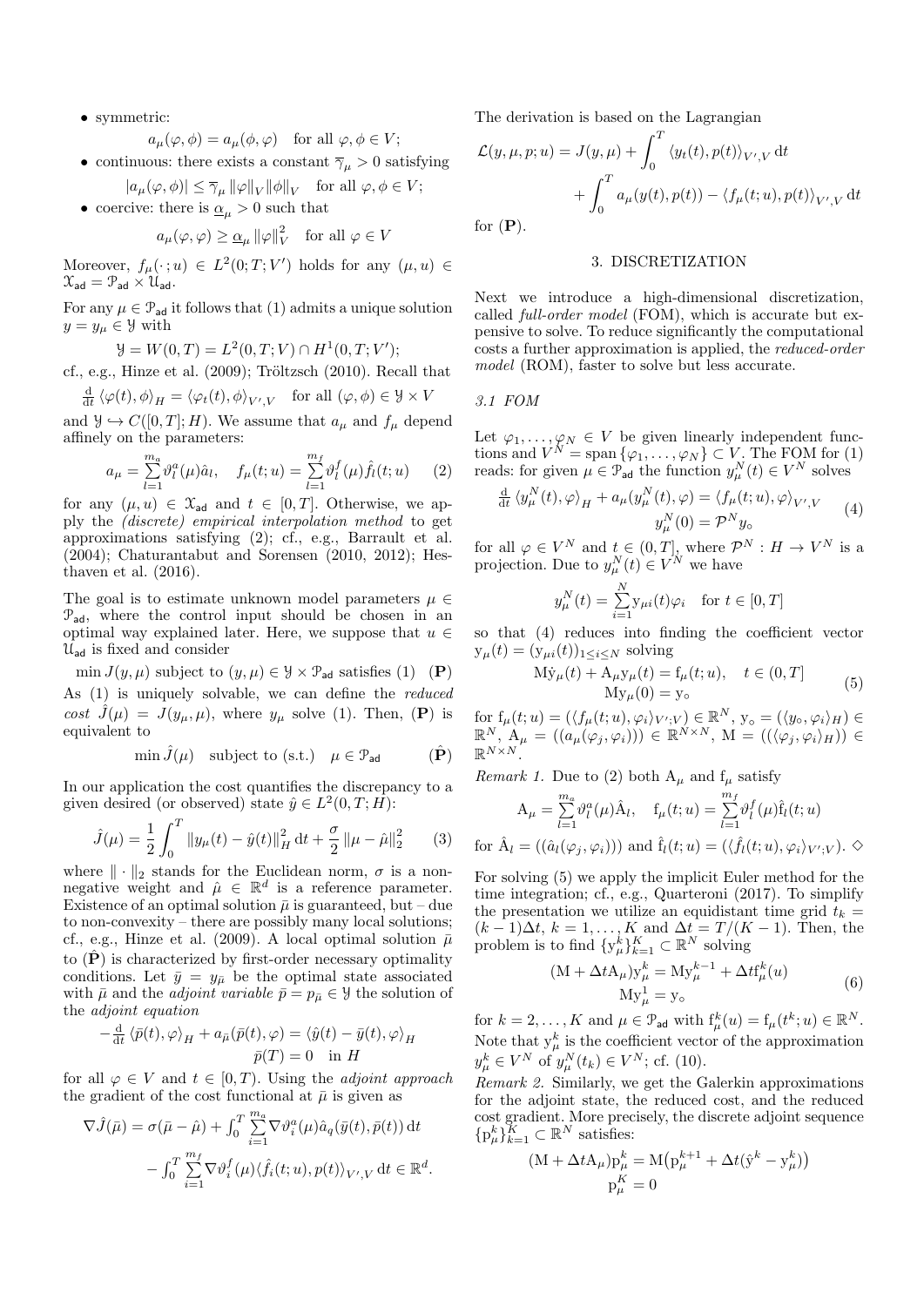- symmetric:

$$a_\mu(\varphi,\phi) = a_\mu(\phi,\varphi) \quad \text{for all } \varphi,\phi\in V;$$

- continuous: there exists a constant $\overline{\gamma}_\mu > 0$ satisfying

$$|a_\mu(\varphi,\phi)| \le \overline{\gamma}_\mu\,\|\varphi\|_V\|\phi\|_V \quad \text{for all } \varphi,\phi\in V;$$

- coercive: there is $\underline{\alpha}_\mu > 0$ such that

$$a_\mu(\varphi,\varphi) \ge \underline{\alpha}_\mu\,\|\varphi\|_V^2 \quad \text{for all } \varphi\in V$$

Moreover, $f_\mu(\cdot\,;u)\in L^2(0;T;V')$ holds for any $(\mu,u)\in \mathcal{X}_{\mathsf{ad}} = \mathcal{P}_{\mathsf{ad}}\times\mathcal{U}_{\mathsf{ad}}$.

For any $\mu\in\mathcal{P}_{\mathsf{ad}}$ it follows that (1) admits a unique solution $y = y_\mu\in\mathcal{Y}$ with

$$\mathcal{Y} = W(0,T) = L^2(0,T;V)\cap H^1(0,T;V');$$

cf., e.g., Hinze et al. (2009); Tröltzsch (2010). Recall that

$$\tfrac{\mathrm{d}}{\mathrm{d}t}\,\langle\varphi(t),\phi\rangle_H = \langle\varphi_t(t),\phi\rangle_{V',V} \quad \text{for all } (\varphi,\phi)\in\mathcal{Y}\times V$$

and $\mathcal{Y}\hookrightarrow C([0,T];H)$. We assume that $a_\mu$ and $f_\mu$ depend affinely on the parameters:

$$a_\mu = \sum_{l=1}^{m_a}\vartheta_l^a(\mu)\hat{a}_l,\quad f_\mu(t;u) = \sum_{l=1}^{m_f}\vartheta_l^f(\mu)\hat{f}_l(t;u) \tag{2}$$

for any $(\mu,u)\in\mathcal{X}_{\mathsf{ad}}$ and $t\in[0,T]$. Otherwise, we apply the *(discrete) empirical interpolation method* to get approximations satisfying (2); cf., e.g., Barrault et al. (2004); Chaturantabut and Sorensen (2010, 2012); Hesthaven et al. (2016).

The goal is to estimate unknown model parameters $\mu\in\mathcal{P}_{\mathsf{ad}}$, where the control input should be chosen in an optimal way explained later. Here, we suppose that $u\in\mathcal{U}_{\mathsf{ad}}$ is fixed and consider

$$\min J(y,\mu) \text{ subject to } (y,\mu)\in\mathcal{Y}\times\mathcal{P}_{\mathsf{ad}} \text{ satisfies (1)} \quad (\mathbf{P})$$

As (1) is uniquely solvable, we can define the *reduced cost* $\hat{J}(\mu) = J(y_\mu,\mu)$, where $y_\mu$ solve (1). Then, $(\mathbf{P})$ is equivalent to

$$\min \hat{J}(\mu) \quad \text{subject to (s.t.)} \quad \mu\in\mathcal{P}_{\mathsf{ad}} \qquad (\hat{\mathbf{P}})$$

In our application the cost quantifies the discrepancy to a given desired (or observed) state $\hat{y}\in L^2(0,T;H)$:

$$\hat{J}(\mu) = \frac{1}{2}\int_0^T \|y_\mu(t)-\hat{y}(t)\|_H^2\,\mathrm{d}t + \frac{\sigma}{2}\,\|\mu-\hat{\mu}\|_2^2 \tag{3}$$

where $\|\cdot\|_2$ stands for the Euclidean norm, $\sigma$ is a nonnegative weight and $\hat{\mu}\in\mathbb{R}^d$ is a reference parameter. Existence of an optimal solution $\bar{\mu}$ is guaranteed, but – due to non-convexity – there are possibly many local solutions; cf., e.g., Hinze et al. (2009). A local optimal solution $\bar{\mu}$ to $(\hat{\mathbf{P}})$ is characterized by first-order necessary optimality conditions. Let $\bar{y} = y_{\bar{\mu}}$ be the optimal state associated with $\bar{\mu}$ and the *adjoint variable* $\bar{p} = p_{\bar{\mu}}\in\mathcal{Y}$ the solution of the *adjoint equation*

$$\begin{aligned}
-\tfrac{\mathrm{d}}{\mathrm{d}t}\,\langle\bar{p}(t),\varphi\rangle_H + a_{\bar{\mu}}(\bar{p}(t),\varphi) &= \langle\hat{y}(t)-\bar{y}(t),\varphi\rangle_H\\
\bar{p}(T) &= 0 \quad \text{in } H
\end{aligned}$$

for all $\varphi\in V$ and $t\in[0,T)$. Using the *adjoint approach* the gradient of the cost functional at $\bar{\mu}$ is given as

$$\begin{aligned}
\nabla\hat{J}(\bar{\mu}) = \sigma(\bar{\mu}-\hat{\mu}) &+ \int_0^T\sum_{i=1}^{m_a}\nabla\vartheta_i^a(\mu)\hat{a}_q(\bar{y}(t),\bar{p}(t))\,\mathrm{d}t\\
&- \int_0^T\sum_{i=1}^{m_f}\nabla\vartheta_i^f(\mu)\langle\hat{f}_i(t;u),p(t)\rangle_{V',V}\,\mathrm{d}t\in\mathbb{R}^d.
\end{aligned}$$

The derivation is based on the Lagrangian

$$\begin{aligned}
\mathcal{L}(y,\mu,p;u) = J(y,\mu) &+ \int_0^T\langle y_t(t),p(t)\rangle_{V',V}\,\mathrm{d}t\\
&+ \int_0^T a_\mu(y(t),p(t)) - \langle f_\mu(t;u),p(t)\rangle_{V',V}\,\mathrm{d}t
\end{aligned}$$

for $(\mathbf{P})$.

## 3. DISCRETIZATION

Next we introduce a high-dimensional discretization, called *full-order model* (FOM), which is accurate but expensive to solve. To reduce significantly the computational costs a further approximation is applied, the *reduced-order model* (ROM), faster to solve but less accurate.

### 3.1 FOM

Let $\varphi_1,\ldots,\varphi_N\in V$ be given linearly independent functions and $V^N = \operatorname{span}\{\varphi_1,\ldots,\varphi_N\}\subset V$. The FOM for (1) reads: for given $\mu\in\mathcal{P}_{\mathsf{ad}}$ the function $y_\mu^N(t)\in V^N$ solves

$$\begin{aligned}
\tfrac{\mathrm{d}}{\mathrm{d}t}\,\langle y_\mu^N(t),\varphi\rangle_H + a_\mu(y_\mu^N(t),\varphi) &= \langle f_\mu(t;u),\varphi\rangle_{V',V}\\
y_\mu^N(0) &= \mathcal{P}^N y_\circ
\end{aligned} \tag{4}$$

for all $\varphi\in V^N$ and $t\in(0,T]$, where $\mathcal{P}^N: H\to V^N$ is a projection. Due to $y_\mu^N(t)\in V^N$ we have

$$y_\mu^N(t) = \sum_{i=1}^N \mathrm{y}_{\mu i}(t)\varphi_i \quad \text{for } t\in[0,T]$$

so that (4) reduces into finding the coefficient vector $\mathrm{y}_\mu(t) = (\mathrm{y}_{\mu i}(t))_{1\le i\le N}$ solving

$$\begin{aligned}
\mathrm{M}\dot{\mathrm{y}}_\mu(t) + \mathrm{A}_\mu\mathrm{y}_\mu(t) &= \mathrm{f}_\mu(t;u),\quad t\in(0,T]\\
\mathrm{M}\mathrm{y}_\mu(0) &= \mathrm{y}_\circ
\end{aligned} \tag{5}$$

for $\mathrm{f}_\mu(t;u) = (\langle f_\mu(t;u),\varphi_i\rangle_{V';V})\in\mathbb{R}^N$, $\mathrm{y}_\circ = (\langle y_\circ,\varphi_i\rangle_H)\in\mathbb{R}^N$, $\mathrm{A}_\mu = ((a_\mu(\varphi_j,\varphi_i)))\in\mathbb{R}^{N\times N}$, $\mathrm{M} = ((\langle\varphi_j,\varphi_i\rangle_H))\in\mathbb{R}^{N\times N}$.

*Remark 1.* Due to (2) both $\mathrm{A}_\mu$ and $\mathrm{f}_\mu$ satisfy

$$\mathrm{A}_\mu = \sum_{l=1}^{m_a}\vartheta_l^a(\mu)\hat{\mathrm{A}}_l,\quad \mathrm{f}_\mu(t;u) = \sum_{l=1}^{m_f}\vartheta_l^f(\mu)\hat{\mathrm{f}}_l(t;u)$$

for $\hat{\mathrm{A}}_l = ((\hat{a}_l(\varphi_j,\varphi_i)))$ and $\hat{\mathrm{f}}_l(t;u) = (\langle\hat{f}_l(t;u),\varphi_i\rangle_{V';V})$. $\diamond$

For solving (5) we apply the implicit Euler method for the time integration; cf., e.g., Quarteroni (2017). To simplify the presentation we utilize an equidistant time grid $t_k = (k-1)\Delta t$, $k=1,\ldots,K$ and $\Delta t = T/(K-1)$. Then, the problem is to find $\{\mathrm{y}_\mu^k\}_{k=1}^K\subset\mathbb{R}^N$ solving

$$\begin{aligned}
(\mathrm{M}+\Delta t\mathrm{A}_\mu)\mathrm{y}_\mu^k &= \mathrm{M}\mathrm{y}_\mu^{k-1} + \Delta t\mathrm{f}_\mu^k(u)\\
\mathrm{M}\mathrm{y}_\mu^1 &= \mathrm{y}_\circ
\end{aligned} \tag{6}$$

for $k=2,\ldots,K$ and $\mu\in\mathcal{P}_{\mathsf{ad}}$ with $\mathrm{f}_\mu^k(u) = \mathrm{f}_\mu(t^k;u)\in\mathbb{R}^N$. Note that $\mathrm{y}_\mu^k$ is the coefficient vector of the approximation $y_\mu^k\in V^N$ of $y_\mu^N(t_k)\in V^N$; cf. (10).

*Remark 2.* Similarly, we get the Galerkin approximations for the adjoint state, the reduced cost, and the reduced cost gradient. More precisely, the discrete adjoint sequence $\{\mathrm{p}_\mu^k\}_{k=1}^K\subset\mathbb{R}^N$ satisfies:

$$\begin{aligned}
(\mathrm{M}+\Delta t\mathrm{A}_\mu)\mathrm{p}_\mu^k &= \mathrm{M}\big(\mathrm{p}_\mu^{k+1} + \Delta t(\hat{\mathrm{y}}^k - \mathrm{y}_\mu^k)\big)\\
\mathrm{p}_\mu^K &= 0
\end{aligned}$$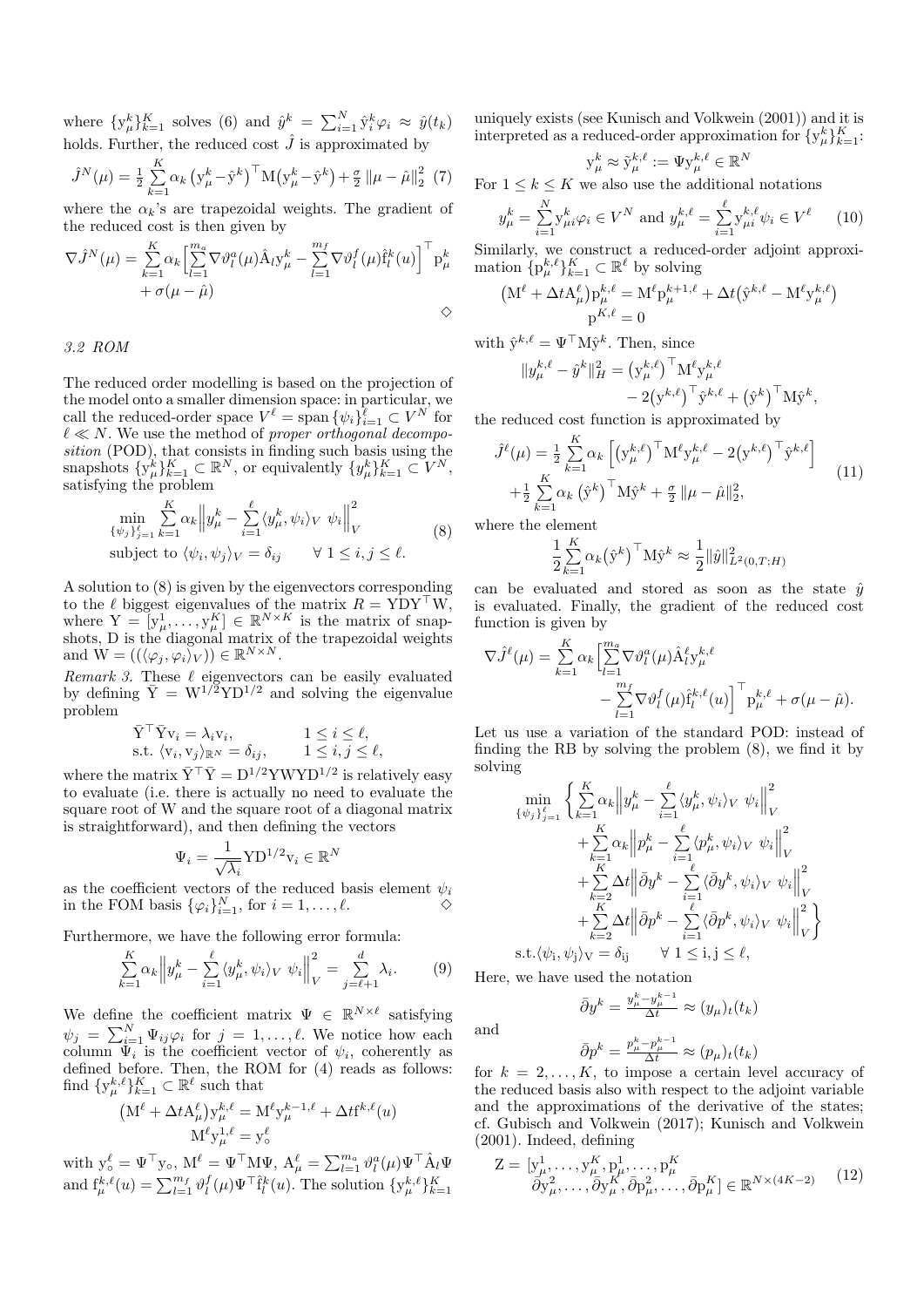where $\{y_\mu^k\}_{k=1}^K$ solves (6) and $\hat{y}^k = \sum_{i=1}^N \hat{y}_i^k \varphi_i \approx \hat{y}(t_k)$ holds. Further, the reduced cost $\hat{J}$ is approximated by

$$\hat{J}^N(\mu) = \tfrac{1}{2}\sum_{k=1}^K \alpha_k \left(\mathrm{y}_\mu^k - \hat{\mathrm{y}}^k\right)^\top \mathrm{M}\left(\mathrm{y}_\mu^k - \hat{\mathrm{y}}^k\right) + \tfrac{\sigma}{2}\,\|\mu-\hat{\mu}\|_2^2 \quad (7)$$

where the $\alpha_k$'s are trapezoidal weights. The gradient of the reduced cost is then given by

$$\nabla \hat{J}^N(\mu) = \sum_{k=1}^K \alpha_k \Big[\sum_{l=1}^{m_a} \nabla\vartheta_l^a(\mu)\hat{\mathrm{A}}_l \mathrm{y}_\mu^k - \sum_{l=1}^{m_f}\nabla\vartheta_l^f(\mu)\hat{\mathrm{f}}_l^k(u)\Big]^\top \mathrm{p}_\mu^k + \sigma(\mu-\hat{\mu})$$

$\diamond$

### 3.2 ROM

The reduced order modelling is based on the projection of the model onto a smaller dimension space: in particular, we call the reduced-order space $V^\ell = \operatorname{span}\{\psi_i\}_{i=1}^\ell \subset V^N$ for $\ell \ll N$. We use the method of *proper orthogonal decomposition* (POD), that consists in finding such basis using the snapshots $\{\mathrm{y}_\mu^k\}_{k=1}^K \subset \mathbb{R}^N$, or equivalently $\{y_\mu^k\}_{k=1}^K \subset V^N$, satisfying the problem

$$\begin{aligned}&\min_{\{\psi_j\}_{j=1}^\ell} \sum_{k=1}^K \alpha_k \Big\| y_\mu^k - \sum_{i=1}^\ell \langle y_\mu^k,\psi_i\rangle_V\ \psi_i\Big\|_V^2 \\ &\text{subject to } \langle\psi_i,\psi_j\rangle_V = \delta_{ij} \qquad \forall\, 1\le i,j\le \ell.\end{aligned} \quad (8)$$

A solution to (8) is given by the eigenvectors corresponding to the $\ell$ biggest eigenvalues of the matrix $R = \mathrm{YDY}^\top\mathrm{W}$, where $\mathrm{Y} = [\mathrm{y}_\mu^1,\dots,\mathrm{y}_\mu^K] \in \mathbb{R}^{N\times K}$ is the matrix of snapshots, D is the diagonal matrix of the trapezoidal weights and $\mathrm{W} = ((\langle\varphi_j,\varphi_i\rangle_V)) \in \mathbb{R}^{N\times N}$.

*Remark 3.* These $\ell$ eigenvectors can be easily evaluated by defining $\bar{\mathrm{Y}} = \mathrm{W}^{1/2}\mathrm{YD}^{1/2}$ and solving the eigenvalue problem

$$\begin{aligned}&\bar{\mathrm{Y}}^\top\bar{\mathrm{Y}}\mathrm{v}_i = \lambda_i \mathrm{v}_i, && 1\le i\le \ell,\\ &\text{s.t. } \langle \mathrm{v}_i,\mathrm{v}_j\rangle_{\mathbb{R}^N} = \delta_{ij}, && 1\le i,j\le\ell,\end{aligned}$$

where the matrix $\bar{\mathrm{Y}}^\top\bar{\mathrm{Y}} = \mathrm{D}^{1/2}\mathrm{YWYD}^{1/2}$ is relatively easy to evaluate (i.e. there is actually no need to evaluate the square root of W and the square root of a diagonal matrix is straightforward), and then defining the vectors

$$\Psi_i = \frac{1}{\sqrt{\lambda_i}}\mathrm{YD}^{1/2}\mathrm{v}_i \in \mathbb{R}^N$$

as the coefficient vectors of the reduced basis element $\psi_i$ in the FOM basis $\{\varphi_i\}_{i=1}^N$, for $i=1,\dots,\ell$. $\diamond$

Furthermore, we have the following error formula:

$$\sum_{k=1}^K \alpha_k \Big\| y_\mu^k - \sum_{i=1}^\ell \langle y_\mu^k,\psi_i\rangle_V\ \psi_i\Big\|_V^2 = \sum_{j=\ell+1}^d \lambda_i. \quad (9)$$

We define the coefficient matrix $\Psi \in \mathbb{R}^{N\times\ell}$ satisfying $\psi_j = \sum_{i=1}^N \Psi_{ij}\varphi_i$ for $j=1,\dots,\ell$. We notice how each column $\Psi_i$ is the coefficient vector of $\psi_i$, coherently as defined before. Then, the ROM for (4) reads as follows: find $\{\mathrm{y}_\mu^{k,\ell}\}_{k=1}^K \subset \mathbb{R}^\ell$ such that

$$\begin{aligned}\big(\mathrm{M}^\ell + \Delta t \mathrm{A}_\mu^\ell\big)\mathrm{y}_\mu^{k,\ell} &= \mathrm{M}^\ell \mathrm{y}_\mu^{k-1,\ell} + \Delta t \mathrm{f}^{k,\ell}(u)\\ \mathrm{M}^\ell \mathrm{y}_\mu^{1,\ell} &= \mathrm{y}_\circ^\ell\end{aligned}$$

with $\mathrm{y}_\circ^\ell = \Psi^\top \mathrm{y}_\circ$, $\mathrm{M}^\ell = \Psi^\top\mathrm{M}\Psi$, $\mathrm{A}_\mu^\ell = \sum_{l=1}^{m_a}\vartheta_l^a(\mu)\Psi^\top\hat{\mathrm{A}}_l\Psi$ and $\mathrm{f}_\mu^{k,\ell}(u) = \sum_{l=1}^{m_f}\vartheta_l^f(\mu)\Psi^\top\hat{\mathrm{f}}_l^k(u)$. The solution $\{\mathrm{y}_\mu^{k,\ell}\}_{k=1}^K$ uniquely exists (see Kunisch and Volkwein (2001)) and it is interpreted as a reduced-order approximation for $\{\mathrm{y}_\mu^k\}_{k=1}^K$:

$$\mathrm{y}_\mu^k \approx \tilde{\mathrm{y}}_\mu^{k,\ell} := \Psi \mathrm{y}_\mu^{k,\ell} \in \mathbb{R}^N$$

For $1\le k\le K$ we also use the additional notations

$$y_\mu^k = \sum_{i=1}^N \mathrm{y}_{\mu i}^k \varphi_i \in V^N \text{ and } y_\mu^{k,\ell} = \sum_{i=1}^\ell \mathrm{y}_{\mu i}^{k,\ell}\psi_i \in V^\ell \qquad (10)$$

Similarly, we construct a reduced-order adjoint approximation $\{\mathrm{p}_\mu^{k,\ell}\}_{k=1}^K \subset \mathbb{R}^\ell$ by solving

$$\begin{aligned}\big(\mathrm{M}^\ell + \Delta t \mathrm{A}_\mu^\ell\big)\mathrm{p}_\mu^{k,\ell} &= \mathrm{M}^\ell \mathrm{p}_\mu^{k+1,\ell} + \Delta t\big(\hat{\mathrm{y}}^{k,\ell} - \mathrm{M}^\ell \mathrm{y}_\mu^{k,\ell}\big)\\ \mathrm{p}^{K,\ell} &= 0\end{aligned}$$

with $\hat{\mathrm{y}}^{k,\ell} = \Psi^\top\mathrm{M}\hat{\mathrm{y}}^k$. Then, since

$$\begin{aligned}\|y_\mu^{k,\ell} - \hat{y}^k\|_H^2 = &\big(\mathrm{y}_\mu^{k,\ell}\big)^\top \mathrm{M}^\ell \mathrm{y}_\mu^{k,\ell}\\ &- 2\big(\mathrm{y}^{k,\ell}\big)^\top\hat{\mathrm{y}}^{k,\ell} + \big(\hat{\mathrm{y}}^k\big)^\top\mathrm{M}\hat{\mathrm{y}}^k,\end{aligned}$$

the reduced cost function is approximated by

$$\begin{aligned}\hat{J}^\ell(\mu) = &\tfrac{1}{2}\sum_{k=1}^K \alpha_k\Big[\big(\mathrm{y}_\mu^{k,\ell}\big)^\top\mathrm{M}^\ell\mathrm{y}_\mu^{k,\ell} - 2\big(\mathrm{y}^{k,\ell}\big)^\top\hat{\mathrm{y}}^{k,\ell}\Big]\\ &+\tfrac{1}{2}\sum_{k=1}^K\alpha_k\big(\hat{\mathrm{y}}^k\big)^\top\mathrm{M}\hat{\mathrm{y}}^k + \tfrac{\sigma}{2}\|\mu-\hat{\mu}\|_2^2,\end{aligned} \quad (11)$$

where the element

$$\frac{1}{2}\sum_{k=1}^K\alpha_k\big(\hat{\mathrm{y}}^k\big)^\top\mathrm{M}\hat{\mathrm{y}}^k \approx \frac{1}{2}\|\hat{y}\|_{L^2(0,T;H)}^2$$

can be evaluated and stored as soon as the state $\hat{y}$ is evaluated. Finally, the gradient of the reduced cost function is given by

$$\begin{aligned}\nabla\hat{J}^\ell(\mu) = \sum_{k=1}^K\alpha_k\Big[&\sum_{l=1}^{m_a}\nabla\vartheta_l^a(\mu)\hat{\mathrm{A}}_l^\ell\mathrm{y}_\mu^{k,\ell}\\ &-\sum_{l=1}^{m_f}\nabla\vartheta_l^f(\mu)\hat{\mathrm{f}}_l^{k,\ell}(u)\Big]^\top\mathrm{p}_\mu^{k,\ell} + \sigma(\mu-\hat{\mu}).\end{aligned}$$

Let us use a variation of the standard POD: instead of finding the RB by solving the problem (8), we find it by solving

$$\begin{aligned}\min_{\{\psi_j\}_{j=1}^\ell}\Bigg\{&\sum_{k=1}^K\alpha_k\Big\|y_\mu^k - \sum_{i=1}^\ell\langle y_\mu^k,\psi_i\rangle_V\ \psi_i\Big\|_V^2\\ &+\sum_{k=1}^K\alpha_k\Big\|p_\mu^k - \sum_{i=1}^\ell\langle p_\mu^k,\psi_i\rangle_V\ \psi_i\Big\|_V^2\\ &+\sum_{k=2}^K\Delta t\Big\|\bar{\partial}y^k - \sum_{i=1}^\ell\langle\bar{\partial}y^k,\psi_i\rangle_V\ \psi_i\Big\|_V^2\\ &+\sum_{k=2}^K\Delta t\Big\|\bar{\partial}p^k - \sum_{i=1}^\ell\langle\bar{\partial}p^k,\psi_i\rangle_V\ \psi_i\Big\|_V^2\Bigg\}\\ \text{s.t.}\langle\psi_{\mathrm{i}},\psi_{\mathrm{j}}\rangle_{\mathrm{V}} = \delta_{\mathrm{ij}}&\qquad\forall\ 1\le\mathrm{i},\mathrm{j}\le\ell,\end{aligned}$$

Here, we have used the notation

$$\bar{\partial}y^k = \tfrac{y_\mu^k - y_\mu^{k-1}}{\Delta t} \approx (y_\mu)_t(t_k)$$

and

$$\bar{\partial}p^k = \tfrac{p_\mu^k - p_\mu^{k-1}}{\Delta t} \approx (p_\mu)_t(t_k)$$

for $k=2,\dots,K$, to impose a certain level accuracy of the reduced basis also with respect to the adjoint variable and the approximations of the derivative of the states; cf. Gubisch and Volkwein (2017); Kunisch and Volkwein (2001). Indeed, defining

$$\begin{aligned}\mathrm{Z} = [&\mathrm{y}_\mu^1,\dots,\mathrm{y}_\mu^K,\mathrm{p}_\mu^1,\dots,\mathrm{p}_\mu^K\\ &\bar{\partial}\mathrm{y}_\mu^2,\dots,\bar{\partial}\mathrm{y}_\mu^K,\bar{\partial}\mathrm{p}_\mu^2,\dots,\bar{\partial}\mathrm{p}_\mu^K] \in \mathbb{R}^{N\times(4K-2)}\end{aligned} \quad (12)$$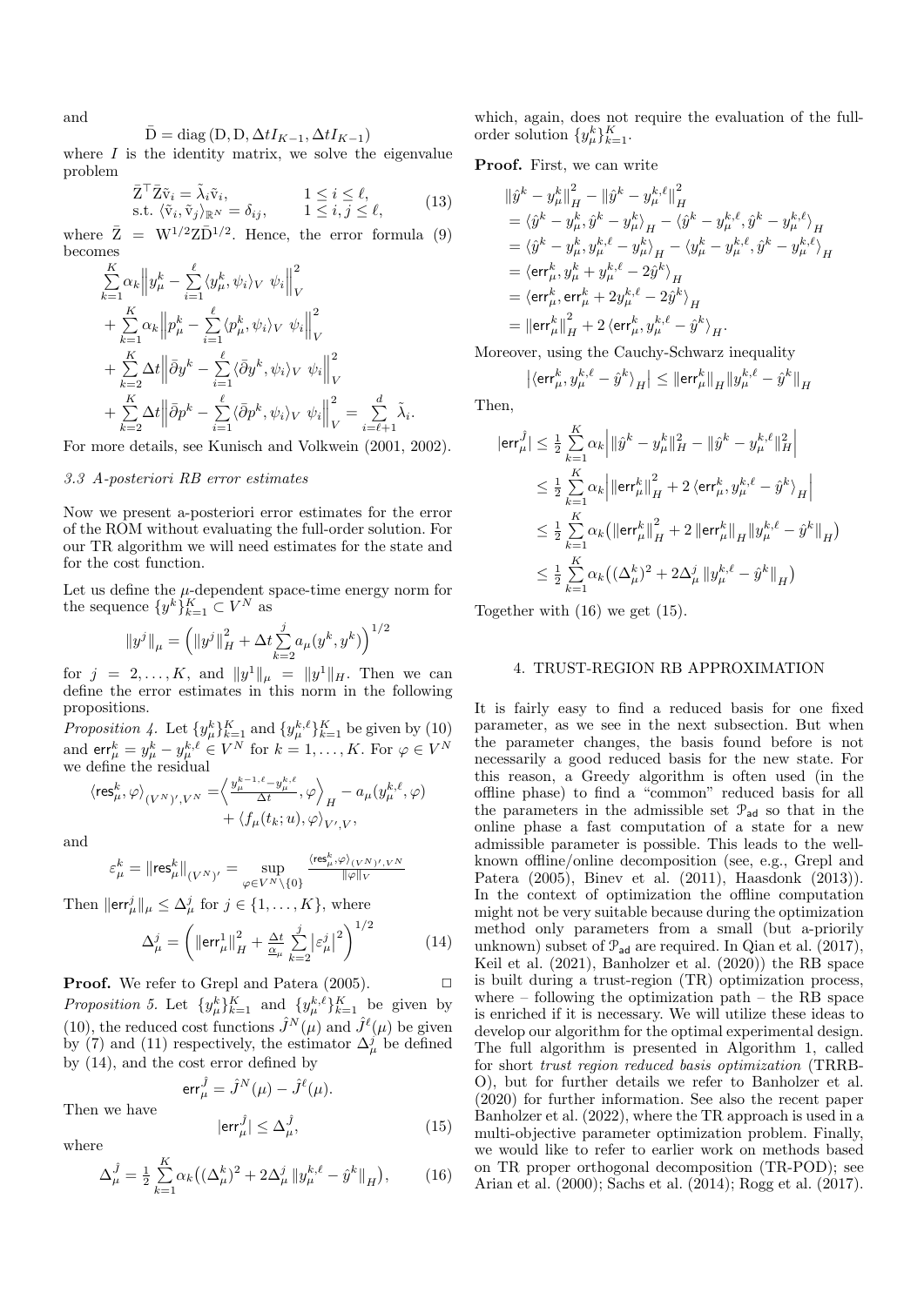and

$$\bar{\mathrm{D}} = \operatorname{diag}\left(\mathrm{D}, \mathrm{D}, \Delta t I_{K-1}, \Delta t I_{K-1}\right)$$

where $I$ is the identity matrix, we solve the eigenvalue problem

$$\begin{aligned} &\bar{\mathrm{Z}}^\top \bar{\mathrm{Z}} \tilde{\mathrm{v}}_i = \tilde{\lambda}_i \tilde{\mathrm{v}}_i, && 1 \leq i \leq \ell, \\ &\text{s.t. } \langle \tilde{\mathrm{v}}_i, \tilde{\mathrm{v}}_j \rangle_{\mathbb{R}^N} = \delta_{ij}, && 1 \leq i, j \leq \ell, \end{aligned} \tag{13}$$

where $\bar{\mathrm{Z}} = \mathrm{W}^{1/2} \mathrm{Z} \bar{\mathrm{D}}^{1/2}$. Hence, the error formula (9) becomes

$$\begin{aligned} &\sum_{k=1}^{K} \alpha_k \Big\| y_\mu^k - \sum_{i=1}^{\ell} \langle y_\mu^k, \psi_i \rangle_V \; \psi_i \Big\|_V^2 \\ &+ \sum_{k=1}^{K} \alpha_k \Big\| p_\mu^k - \sum_{i=1}^{\ell} \langle p_\mu^k, \psi_i \rangle_V \; \psi_i \Big\|_V^2 \\ &+ \sum_{k=2}^{K} \Delta t \Big\| \bar{\partial} y^k - \sum_{i=1}^{\ell} \langle \bar{\partial} y^k, \psi_i \rangle_V \; \psi_i \Big\|_V^2 \\ &+ \sum_{k=2}^{K} \Delta t \Big\| \bar{\partial} p^k - \sum_{i=1}^{\ell} \langle \bar{\partial} p^k, \psi_i \rangle_V \; \psi_i \Big\|_V^2 = \sum_{i=\ell+1}^{d} \tilde{\lambda}_i. \end{aligned}$$

For more details, see Kunisch and Volkwein (2001, 2002).

### 3.3 A-posteriori RB error estimates

Now we present a-posteriori error estimates for the error of the ROM without evaluating the full-order solution. For our TR algorithm we will need estimates for the state and for the cost function.

Let us define the $\mu$-dependent space-time energy norm for the sequence $\{y^k\}_{k=1}^K \subset V^N$ as

$$\|y^j\|_\mu = \Big( \|y^j\|_H^2 + \Delta t \sum_{k=2}^{j} a_\mu(y^k, y^k) \Big)^{1/2}$$

for $j = 2, \ldots, K$, and $\|y^1\|_\mu = \|y^1\|_H$. Then we can define the error estimates in this norm in the following propositions.

*Proposition 4.* Let $\{y_\mu^k\}_{k=1}^K$ and $\{y_\mu^{k,\ell}\}_{k=1}^K$ be given by (10) and $\mathsf{err}_\mu^k = y_\mu^k - y_\mu^{k,\ell} \in V^N$ for $k = 1, \ldots, K$. For $\varphi \in V^N$ we define the residual

$$\begin{aligned} \langle \mathsf{res}_\mu^k, \varphi \rangle_{(V^N)', V^N} = &\Big\langle \frac{y_\mu^{k-1,\ell} - y_\mu^{k,\ell}}{\Delta t}, \varphi \Big\rangle_H - a_\mu(y_\mu^{k,\ell}, \varphi) \\ &+ \langle f_\mu(t_k; u), \varphi \rangle_{V', V}, \end{aligned}$$

and

$$\varepsilon_\mu^k = \|\mathsf{res}_\mu^k\|_{(V^N)'} = \sup_{\varphi \in V^N \setminus \{0\}} \frac{\langle \mathsf{res}_\mu^k, \varphi \rangle_{(V^N)', V^N}}{\|\varphi\|_V}$$

Then $\|\mathsf{err}_\mu^j\|_\mu \leq \Delta_\mu^j$ for $j \in \{1, \ldots, K\}$, where

$$\Delta_\mu^j = \bigg( \|\mathsf{err}_\mu^1\|_H^2 + \frac{\Delta t}{\underline{\alpha}_\mu} \sum_{k=2}^{j} \big| \varepsilon_\mu^j \big|^2 \bigg)^{1/2} \tag{14}$$

**Proof.** We refer to Grepl and Patera (2005). $\square$

*Proposition 5.* Let $\{y_\mu^k\}_{k=1}^K$ and $\{y_\mu^{k,\ell}\}_{k=1}^K$ be given by (10), the reduced cost functions $\hat{J}^N(\mu)$ and $\hat{J}^\ell(\mu)$ be given by (7) and (11) respectively, the estimator $\Delta_\mu^j$ be defined by (14), and the cost error defined by

$$\mathsf{err}_\mu^{\hat{J}} = \hat{J}^N(\mu) - \hat{J}^\ell(\mu).$$

Then we have

$$|\mathsf{err}_\mu^{\hat{J}}| \leq \Delta_\mu^{\hat{J}}, \tag{15}$$

where

$$\Delta_\mu^{\hat{J}} = \frac{1}{2} \sum_{k=1}^{K} \alpha_k \big( (\Delta_\mu^k)^2 + 2 \Delta_\mu^j \, \|y_\mu^{k,\ell} - \hat{y}^k\|_H \big), \tag{16}$$

which, again, does not require the evaluation of the full-order solution $\{y_\mu^k\}_{k=1}^K$.

**Proof.** First, we can write

$$\begin{aligned} &\|\hat{y}^k - y_\mu^k\|_H^2 - \|\hat{y}^k - y_\mu^{k,\ell}\|_H^2 \\ &= \langle \hat{y}^k - y_\mu^k, \hat{y}^k - y_\mu^k \rangle_H - \langle \hat{y}^k - y_\mu^{k,\ell}, \hat{y}^k - y_\mu^{k,\ell} \rangle_H \\ &= \langle \hat{y}^k - y_\mu^k, y_\mu^{k,\ell} - y_\mu^k \rangle_H - \langle y_\mu^k - y_\mu^{k,\ell}, \hat{y}^k - y_\mu^{k,\ell} \rangle_H \\ &= \langle \mathsf{err}_\mu^k, y_\mu^k + y_\mu^{k,\ell} - 2\hat{y}^k \rangle_H \\ &= \langle \mathsf{err}_\mu^k, \mathsf{err}_\mu^k + 2y_\mu^{k,\ell} - 2\hat{y}^k \rangle_H \\ &= \|\mathsf{err}_\mu^k\|_H^2 + 2 \langle \mathsf{err}_\mu^k, y_\mu^{k,\ell} - \hat{y}^k \rangle_H. \end{aligned}$$

Moreover, using the Cauchy-Schwarz inequality

$$\big| \langle \mathsf{err}_\mu^k, y_\mu^{k,\ell} - \hat{y}^k \rangle_H \big| \leq \|\mathsf{err}_\mu^k\|_H \|y_\mu^{k,\ell} - \hat{y}^k\|_H$$

Then,

$$\begin{aligned} |\mathsf{err}_\mu^{\hat{J}}| &\leq \frac{1}{2} \sum_{k=1}^{K} \alpha_k \Big| \|\hat{y}^k - y_\mu^k\|_H^2 - \|\hat{y}^k - y_\mu^{k,\ell}\|_H^2 \Big| \\ &\leq \frac{1}{2} \sum_{k=1}^{K} \alpha_k \Big| \|\mathsf{err}_\mu^k\|_H^2 + 2 \langle \mathsf{err}_\mu^k, y_\mu^{k,\ell} - \hat{y}^k \rangle_H \Big| \\ &\leq \frac{1}{2} \sum_{k=1}^{K} \alpha_k \big( \|\mathsf{err}_\mu^k\|_H^2 + 2 \|\mathsf{err}_\mu^k\|_H \|y_\mu^{k,\ell} - \hat{y}^k\|_H \big) \\ &\leq \frac{1}{2} \sum_{k=1}^{K} \alpha_k \big( (\Delta_\mu^k)^2 + 2 \Delta_\mu^j \, \|y_\mu^{k,\ell} - \hat{y}^k\|_H \big) \end{aligned}$$

Together with (16) we get (15).

## 4. TRUST-REGION RB APPROXIMATION

It is fairly easy to find a reduced basis for one fixed parameter, as we see in the next subsection. But when the parameter changes, the basis found before is not necessarily a good reduced basis for the new state. For this reason, a Greedy algorithm is often used (in the offline phase) to find a "common" reduced basis for all the parameters in the admissible set $\mathcal{P}_{\mathsf{ad}}$ so that in the online phase a fast computation of a state for a new admissible parameter is possible. This leads to the well-known offline/online decomposition (see, e.g., Grepl and Patera (2005), Binev et al. (2011), Haasdonk (2013)). In the context of optimization the offline computation might not be very suitable because during the optimization method only parameters from a small (but a-priorily unknown) subset of $\mathcal{P}_{\mathsf{ad}}$ are required. In Qian et al. (2017), Keil et al. (2021), Banholzer et al. (2020)) the RB space is built during a trust-region (TR) optimization process, where – following the optimization path – the RB space is enriched if it is necessary. We will utilize these ideas to develop our algorithm for the optimal experimental design. The full algorithm is presented in Algorithm 1, called for short *trust region reduced basis optimization* (TRRB-O), but for further details we refer to Banholzer et al. (2020) for further information. See also the recent paper Banholzer et al. (2022), where the TR approach is used in a multi-objective parameter optimization problem. Finally, we would like to refer to earlier work on methods based on TR proper orthogonal decomposition (TR-POD); see Arian et al. (2000); Sachs et al. (2014); Rogg et al. (2017).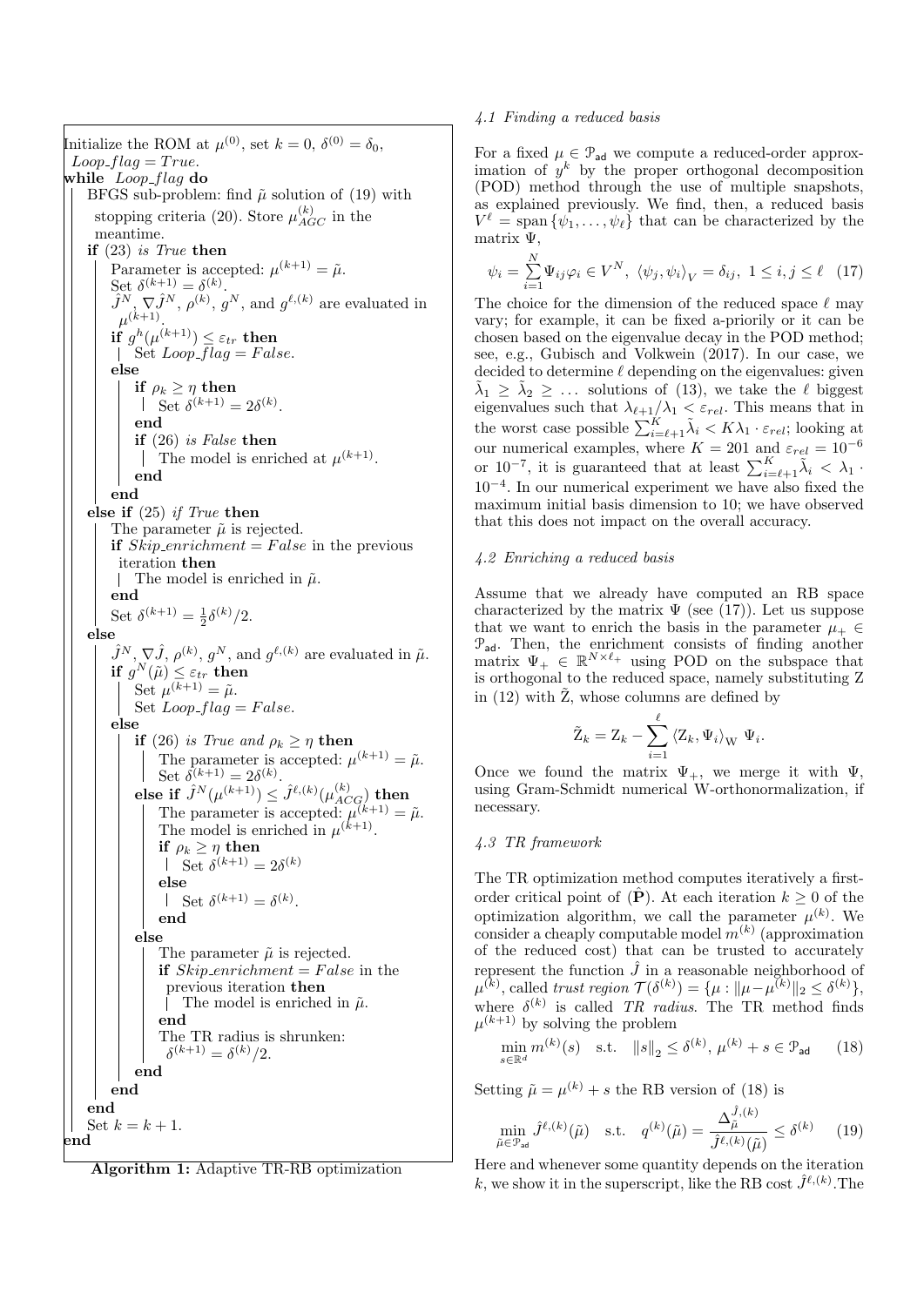```
Initialize the ROM at μ^(0), set k = 0, δ^(0) = δ_0,
 Loop_flag = True.
while Loop_flag do
    BFGS sub-problem: find μ̃ solution of (19) with
     stopping criteria (20). Store μ_AGC^(k) in the
     meantime.
    if (23) is True then
        Parameter is accepted: μ^(k+1) = μ̃.
        Set δ^(k+1) = δ^(k).
        Ĵ^N, ∇Ĵ^N, ρ^(k), g^N, and g^{ℓ,(k)} are evaluated in
         μ^(k+1).
        if g^h(μ^(k+1)) ≤ ε_tr then
            Set Loop_flag = False.
        else
            if ρ_k ≥ η then
                Set δ^(k+1) = 2δ^(k).
            end
            if (26) is False then
                The model is enriched at μ^(k+1).
            end
        end
    else if (25) if True then
        The parameter μ̃ is rejected.
        if Skip_enrichment = False in the previous
         iteration then
            The model is enriched in μ̃.
        end
        Set δ^(k+1) = ½δ^(k)/2.
    else
        Ĵ^N, ∇Ĵ, ρ^(k), g^N, and g^{ℓ,(k)} are evaluated in μ̃.
        if g^N(μ̃) ≤ ε_tr then
            Set μ^(k+1) = μ̃.
            Set Loop_flag = False.
        else
            if (26) is True and ρ_k ≥ η then
                The parameter is accepted: μ^(k+1) = μ̃.
                Set δ^(k+1) = 2δ^(k).
            else if Ĵ^N(μ^(k+1)) ≤ Ĵ^{ℓ,(k)}(μ_ACG^(k)) then
                The parameter is accepted: μ^(k+1) = μ̃.
                The model is enriched in μ^(k+1).
                if ρ_k ≥ η then
                    Set δ^(k+1) = 2δ^(k)
                else
                    Set δ^(k+1) = δ^(k).
                end
            else
                The parameter μ̃ is rejected.
                if Skip_enrichment = False in the
                 previous iteration then
                    The model is enriched in μ̃.
                end
                The TR radius is shrunken:
                 δ^(k+1) = δ^(k)/2.
            end
        end
    end
    Set k = k + 1.
end
```

**Algorithm 1:** Adaptive TR-RB optimization

### 4.1 Finding a reduced basis

For a fixed $\mu \in \mathcal{P}_{\mathsf{ad}}$ we compute a reduced-order approximation of $y^k$ by the proper orthogonal decomposition (POD) method through the use of multiple snapshots, as explained previously. We find, then, a reduced basis $V^\ell = \operatorname{span}\{\psi_1, \dots, \psi_\ell\}$ that can be characterized by the matrix $\Psi$,

$$\psi_i = \sum_{i=1}^{N} \Psi_{ij}\varphi_i \in V^N, \; \langle \psi_j, \psi_i \rangle_V = \delta_{ij}, \; 1 \leq i, j \leq \ell \quad (17)$$

The choice for the dimension of the reduced space $\ell$ may vary; for example, it can be fixed a-priorily or it can be chosen based on the eigenvalue decay in the POD method; see, e.g., Gubisch and Volkwein (2017). In our case, we decided to determine $\ell$ depending on the eigenvalues: given $\tilde{\lambda}_1 \geq \tilde{\lambda}_2 \geq \dots$ solutions of (13), we take the $\ell$ biggest eigenvalues such that $\lambda_{\ell+1}/\lambda_1 < \varepsilon_{rel}$. This means that in the worst case possible $\sum_{i=\ell+1}^{K} \tilde{\lambda}_i < K\lambda_1 \cdot \varepsilon_{rel}$; looking at our numerical examples, where $K = 201$ and $\varepsilon_{rel} = 10^{-6}$ or $10^{-7}$, it is guaranteed that at least $\sum_{i=\ell+1}^{K} \tilde{\lambda}_i < \lambda_1 \cdot 10^{-4}$. In our numerical experiment we have also fixed the maximum initial basis dimension to 10; we have observed that this does not impact on the overall accuracy.

### 4.2 Enriching a reduced basis

Assume that we already have computed an RB space characterized by the matrix $\Psi$ (see (17)). Let us suppose that we want to enrich the basis in the parameter $\mu_+ \in \mathcal{P}_{\mathsf{ad}}$. Then, the enrichment consists of finding another matrix $\Psi_+ \in \mathbb{R}^{N \times \ell_+}$ using POD on the subspace that is orthogonal to the reduced space, namely substituting Z in (12) with $\tilde{\mathrm{Z}}$, whose columns are defined by

$$\tilde{\mathrm{Z}}_k = \mathrm{Z}_k - \sum_{i=1}^{\ell} \langle \mathrm{Z}_k, \Psi_i \rangle_{\mathrm{W}} \; \Psi_i.$$

Once we found the matrix $\Psi_+$, we merge it with $\Psi$, using Gram-Schmidt numerical W-orthonormalization, if necessary.

### 4.3 TR framework

The TR optimization method computes iteratively a first-order critical point of $(\hat{\mathbf{P}})$. At each iteration $k \geq 0$ of the optimization algorithm, we call the parameter $\mu^{(k)}$. We consider a cheaply computable model $m^{(k)}$ (approximation of the reduced cost) that can be trusted to accurately represent the function $\hat{J}$ in a reasonable neighborhood of $\mu^{(k)}$, called *trust region* $\mathcal{T}(\delta^{(k)}) = \{\mu : \|\mu - \mu^{(k)}\|_2 \leq \delta^{(k)}\}$, where $\delta^{(k)}$ is called *TR radius*. The TR method finds $\mu^{(k+1)}$ by solving the problem

$$\min_{s \in \mathbb{R}^d} m^{(k)}(s) \quad \text{s.t.} \quad \|s\|_2 \leq \delta^{(k)}, \; \mu^{(k)} + s \in \mathcal{P}_{\mathsf{ad}} \quad (18)$$

Setting $\tilde{\mu} = \mu^{(k)} + s$ the RB version of (18) is

$$\min_{\tilde{\mu} \in \mathcal{P}_{\mathsf{ad}}} \hat{J}^{\ell,(k)}(\tilde{\mu}) \quad \text{s.t.} \quad q^{(k)}(\tilde{\mu}) = \frac{\Delta_{\tilde{\mu}}^{\hat{J},(k)}}{\hat{J}^{\ell,(k)}(\tilde{\mu})} \leq \delta^{(k)} \quad (19)$$

Here and whenever some quantity depends on the iteration $k$, we show it in the superscript, like the RB cost $\hat{J}^{\ell,(k)}$.The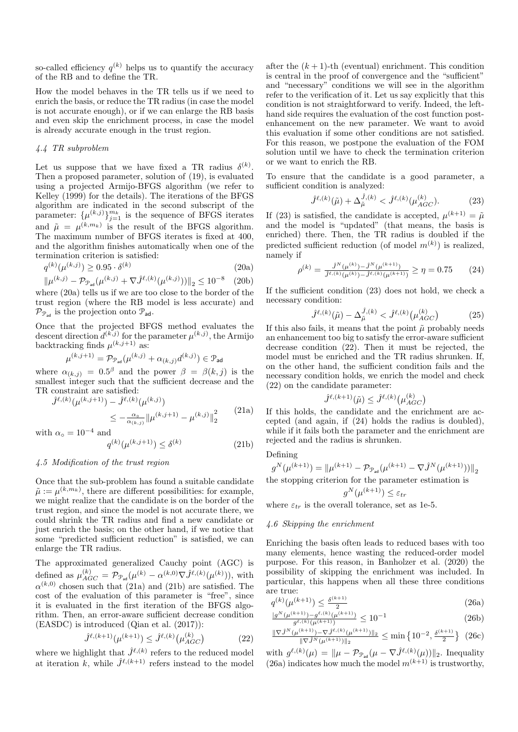so-called efficiency $q^{(k)}$ helps us to quantify the accuracy of the RB and to define the TR.

How the model behaves in the TR tells us if we need to enrich the basis, or reduce the TR radius (in case the model is not accurate enough), or if we can enlarge the RB basis and even skip the enrichment process, in case the model is already accurate enough in the trust region.

#### *4.4 TR subproblem*

Let us suppose that we have fixed a TR radius $\delta^{(k)}$. Then a proposed parameter, solution of (19), is evaluated using a projected Armijo-BFGS algorithm (we refer to Kelley (1999) for the details). The iterations of the BFGS algorithm are indicated in the second subscript of the parameter: $\{\mu^{(k,j)}\}_{j=1}^{m_k}$ is the sequence of BFGS iterates and $\tilde{\mu} = \mu^{(k,m_k)}$ is the result of the BFGS algorithm. The maximum number of BFGS iterates is fixed at 400, and the algorithm finishes automatically when one of the termination criterion is satisfied:

$$q^{(k)}(\mu^{(k,j)}) \geq 0.95 \cdot \delta^{(k)} \tag{20a}$$

$$\|\mu^{(k,j)} - \mathcal{P}_{\mathcal{P}_{\mathsf{ad}}}(\mu^{(k,j)} + \nabla\hat{J}^{\ell,(k)}(\mu^{(k,j)}))\|_2 \leq 10^{-8} \tag{20b}$$

where (20a) tells us if we are too close to the border of the trust region (where the RB model is less accurate) and $\mathcal{P}_{\mathcal{P}_{\mathsf{ad}}}$ is the projection onto $\mathcal{P}_{\mathsf{ad}}$.

Once that the projected BFGS method evaluates the descent direction $d^{(k,j)}$ for the parameter $\mu^{(k,j)}$, the Armijo backtracking finds $\mu^{(k,j+1)}$ as:

$$\mu^{(k,j+1)} = \mathcal{P}_{\mathcal{P}_{\mathsf{ad}}}(\mu^{(k,j)} + \alpha_{(k,j)} d^{(k,j)}) \in \mathcal{P}_{\mathsf{ad}}$$

where $\alpha_{(k,j)} = 0.5^{\beta}$ and the power $\beta = \beta(k,j)$ is the smallest integer such that the sufficient decrease and the TR constraint are satisfied:

$$\hat{J}^{\ell,(k)}(\mu^{(k,j+1)}) - \hat{J}^{\ell,(k)}(\mu^{(k,j)}) \leq -\frac{\alpha_\circ}{\alpha_{(k,j)}}\|\mu^{(k,j+1)} - \mu^{(k,j)}\|_2^2 \tag{21a}$$

with $\alpha_\circ = 10^{-4}$ and

$$q^{(k)}(\mu^{(k,j+1)}) \leq \delta^{(k)} \tag{21b}$$

#### *4.5 Modification of the trust region*

Once that the sub-problem has found a suitable candidate $\tilde{\mu} := \mu^{(k,m_k)}$, there are different possibilities: for example, we might realize that the candidate is on the border of the trust region, and since the model is not accurate there, we could shrink the TR radius and find a new candidate or just enrich the basis; on the other hand, if we notice that some "predicted sufficient reduction" is satisfied, we can enlarge the TR radius.

The approximated generalized Cauchy point (AGC) is defined as $\mu_{AGC}^{(k)} = \mathcal{P}_{\mathcal{P}_{\mathsf{ad}}}(\mu^{(k)} - \alpha^{(k,0)}\nabla\hat{J}^{\ell,(k)}(\mu^{(k)}))$, with $\alpha^{(k,0)}$ chosen such that (21a) and (21b) are satisfied. The cost of the evaluation of this parameter is "free", since it is evaluated in the first iteration of the BFGS algorithm. Then, an error-aware sufficient decrease condition (EASDC) is introduced (Qian et al. (2017)):

$$\hat{J}^{\ell,(k+1)}(\mu^{(k+1)}) \leq \hat{J}^{\ell,(k)}(\mu_{AGC}^{(k)}) \tag{22}$$

where we highlight that $\hat{J}^{\ell,(k)}$ refers to the reduced model at iteration $k$, while $\hat{J}^{\ell,(k+1)}$ refers instead to the model after the $(k+1)$-th (eventual) enrichment. This condition is central in the proof of convergence and the "sufficient" and "necessary" conditions we will see in the algorithm refer to the verification of it. Let us say explicitly that this condition is not straightforward to verify. Indeed, the left-hand side requires the evaluation of the cost function post-enhancement on the new parameter. We want to avoid this evaluation if some other conditions are not satisfied. For this reason, we postpone the evaluation of the FOM solution until we have to check the termination criterion or we want to enrich the RB.

To ensure that the candidate is a good parameter, a sufficient condition is analyzed:

$$\hat{J}^{\ell,(k)}(\tilde{\mu}) + \Delta_{\tilde{\mu}}^{\hat{J},(k)} < \hat{J}^{\ell,(k)}(\mu_{AGC}^{(k)}). \tag{23}$$

If (23) is satisfied, the candidate is accepted, $\mu^{(k+1)} = \tilde{\mu}$ and the model is "updated" (that means, the basis is enriched) there. Then, the TR radius is doubled if the predicted sufficient reduction (of model $m^{(k)}$) is realized, namely if

$$\rho^{(k)} = \frac{\hat{J}^N(\mu^{(k)}) - \hat{J}^N(\mu^{(k+1)})}{\hat{J}^{\ell,(k)}(\mu^{(k)}) - \hat{J}^{\ell,(k)}(\mu^{(k+1)})} \geq \eta = 0.75 \tag{24}$$

If the sufficient condition (23) does not hold, we check a necessary condition:

$$\hat{J}^{\ell,(k)}(\tilde{\mu}) - \Delta_{\tilde{\mu}}^{\hat{J},(k)} < \hat{J}^{\ell,(k)}(\mu_{AGC}^{(k)}) \tag{25}$$

If this also fails, it means that the point $\tilde{\mu}$ probably needs an enhancement too big to satisfy the error-aware sufficient decrease condition (22). Then it must be rejected, the model must be enriched and the TR radius shrunken. If, on the other hand, the sufficient condition fails and the necessary condition holds, we enrich the model and check (22) on the candidate parameter:

$$\hat{J}^{\ell,(k+1)}(\tilde{\mu}) \leq \hat{J}^{\ell,(k)}(\mu_{AGC}^{(k)})$$

If this holds, the candidate and the enrichment are accepted (and again, if (24) holds the radius is doubled), while if it fails both the parameter and the enrichment are rejected and the radius is shrunken.

Defining

$$g^N(\mu^{(k+1)}) = \|\mu^{(k+1)} - \mathcal{P}_{\mathcal{P}_{\mathsf{ad}}}(\mu^{(k+1)} - \nabla\hat{J}^N(\mu^{(k+1)}))\|_2$$

the stopping criterion for the parameter estimation is

$$g^N(\mu^{(k+1)}) \leq \varepsilon_{tr}$$

where $\varepsilon_{tr}$ is the overall tolerance, set as 1e-5.

#### *4.6 Skipping the enrichment*

Enriching the basis often leads to reduced bases with too many elements, hence wasting the reduced-order model purpose. For this reason, in Banholzer et al. (2020) the possibility of skipping the enrichment was included. In particular, this happens when all these three conditions are true:

$$q^{(k)}(\mu^{(k+1)}) \leq \frac{\delta^{(k+1)}}{2} \tag{26a}$$

$$\frac{|g^N(\mu^{(k+1)}) - g^{\ell,(k)}(\mu^{(k+1)})|}{g^{\ell,(k)}(\mu^{(k+1)})} \leq 10^{-1} \tag{26b}$$

$$\frac{\|\nabla\hat{J}^N(\mu^{(k+1)}) - \nabla\hat{J}^{\ell,(k)}(\mu^{(k+1)})\|_2}{\|\nabla\hat{J}^N(\mu^{(k+1)})\|_2} \leq \min\left\{10^{-2}, \frac{\delta^{(k+1)}}{2}\right\} \tag{26c}$$

with $g^{\ell,(k)}(\mu) = \|\mu - \mathcal{P}_{\mathcal{P}_{\mathsf{ad}}}(\mu - \nabla\hat{J}^{\ell,(k)}(\mu))\|_2$. Inequality (26a) indicates how much the model $m^{(k+1)}$ is trustworthy,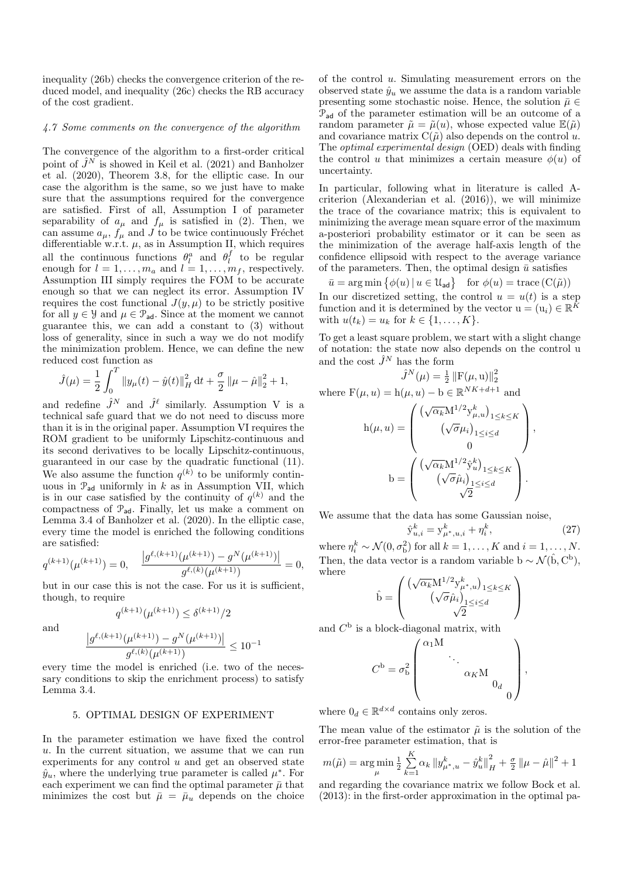inequality (26b) checks the convergence criterion of the reduced model, and inequality (26c) checks the RB accuracy of the cost gradient.

### 4.7 Some comments on the convergence of the algorithm

The convergence of the algorithm to a first-order critical point of $\hat{J}^N$ is showed in Keil et al. (2021) and Banholzer et al. (2020), Theorem 3.8, for the elliptic case. In our case the algorithm is the same, so we just have to make sure that the assumptions required for the convergence are satisfied. First of all, Assumption I of parameter separability of $a_\mu$ and $f_\mu$ is satisfied in (2). Then, we can assume $a_\mu$, $f_\mu$ and $J$ to be twice continuously Fréchet differentiable w.r.t. $\mu$, as in Assumption II, which requires all the continuous functions $\theta_l^a$ and $\theta_l^f$ to be regular enough for $l = 1, \ldots, m_a$ and $l = 1, \ldots, m_f$, respectively. Assumption III simply requires the FOM to be accurate enough so that we can neglect its error. Assumption IV requires the cost functional $J(y, \mu)$ to be strictly positive for all $y \in \mathcal{Y}$ and $\mu \in \mathcal{P}_{\mathsf{ad}}$. Since at the moment we cannot guarantee this, we can add a constant to (3) without loss of generality, since in such a way we do not modify the minimization problem. Hence, we can define the new reduced cost function as

$$\hat{J}(\mu) = \frac{1}{2}\int_0^T \|y_\mu(t) - \hat{y}(t)\|_H^2 \, \mathrm{d}t + \frac{\sigma}{2}\|\mu - \hat{\mu}\|_2^2 + 1,$$

and redefine $\hat{J}^N$ and $\hat{J}^\ell$ similarly. Assumption V is a technical safe guard that we do not need to discuss more than it is in the original paper. Assumption VI requires the ROM gradient to be uniformly Lipschitz-continuous and its second derivatives to be locally Lipschitz-continuous, guaranteed in our case by the quadratic functional (11). We also assume the function $q^{(k)}$ to be uniformly continuous in $\mathcal{P}_{\mathsf{ad}}$ uniformly in $k$ as in Assumption VII, which is in our case satisfied by the continuity of $q^{(k)}$ and the compactness of $\mathcal{P}_{\mathsf{ad}}$. Finally, let us make a comment on Lemma 3.4 of Banholzer et al. (2020). In the elliptic case, every time the model is enriched the following conditions are satisfied:

$$q^{(k+1)}(\mu^{(k+1)}) = 0, \quad \frac{\left|g^{\ell,(k+1)}(\mu^{(k+1)}) - g^N(\mu^{(k+1)})\right|}{g^{\ell,(k)}(\mu^{(k+1)})} = 0,$$

but in our case this is not the case. For us it is sufficient, though, to require

$$q^{(k+1)}(\mu^{(k+1)}) \leq \delta^{(k+1)}/2$$

and

$$\frac{\left|g^{\ell,(k+1)}(\mu^{(k+1)}) - g^N(\mu^{(k+1)})\right|}{g^{\ell,(k)}(\mu^{(k+1)})} \leq 10^{-1}$$

every time the model is enriched (i.e. two of the necessary conditions to skip the enrichment process) to satisfy Lemma 3.4.

## 5. OPTIMAL DESIGN OF EXPERIMENT

In the parameter estimation we have fixed the control $u$. In the current situation, we assume that we can run experiments for any control $u$ and get an observed state $\hat{y}_u$, where the underlying true parameter is called $\mu^*$. For each experiment we can find the optimal parameter $\bar{\mu}$ that minimizes the cost but $\bar{\mu} = \bar{\mu}_u$ depends on the choice of the control $u$. Simulating measurement errors on the observed state $\hat{y}_u$ we assume the data is a random variable presenting some stochastic noise. Hence, the solution $\bar{\mu} \in \mathcal{P}_{\mathsf{ad}}$ of the parameter estimation will be an outcome of a random parameter $\tilde{\mu} = \tilde{\mu}(u)$, whose expected value $\mathbb{E}(\tilde{\mu})$ and covariance matrix $\mathrm{C}(\tilde{\mu})$ also depends on the control $u$. The *optimal experimental design* (OED) deals with finding the control $u$ that minimizes a certain measure $\phi(u)$ of uncertainty.

In particular, following what in literature is called A-criterion (Alexanderian et al. (2016)), we will minimize the trace of the covariance matrix; this is equivalent to minimizing the average mean square error of the maximum a-posteriori probability estimator or it can be seen as the minimization of the average half-axis length of the confidence ellipsoid with respect to the average variance of the parameters. Then, the optimal design $\bar{u}$ satisfies

$$\bar{u} = \arg\min\left\{\phi(u) \,|\, u \in \mathcal{U}_{\mathsf{ad}}\right\} \quad \text{for } \phi(u) = \operatorname{trace}\left(\mathrm{C}(\tilde{\mu})\right)$$

In our discretized setting, the control $u = u(t)$ is a step function and it is determined by the vector $\mathrm{u} = (\mathrm{u}_i) \in \mathbb{R}^K$ with $u(t_k) = u_k$ for $k \in \{1, \ldots, K\}$.

To get a least square problem, we start with a slight change of notation: the state now also depends on the control u and the cost $\hat{J}^N$ has the form

$$\hat{J}^N(\mu) = \tfrac{1}{2}\|\mathrm{F}(\mu, \mathrm{u})\|_2^2$$

where $\mathrm{F}(\mu, u) = \mathrm{h}(\mu, u) - \mathrm{b} \in \mathbb{R}^{NK+d+1}$ and

$$\mathrm{h}(\mu, u) = \begin{pmatrix} \left(\sqrt{\alpha_k}\mathrm{M}^{1/2}\mathrm{y}_{\mu,u}^k\right)_{1\leq k\leq K} \\ \left(\sqrt{\sigma}\mu_i\right)_{1\leq i\leq d} \\ 0 \end{pmatrix},$$

$$\mathrm{b} = \begin{pmatrix} \left(\sqrt{\alpha_k}\mathrm{M}^{1/2}\hat{\mathrm{y}}_u^k\right)_{1\leq k\leq K} \\ \left(\sqrt{\sigma}\hat{\mu}_i\right)_{1\leq i\leq d} \\ \sqrt{2} \end{pmatrix}.$$

We assume that the data has some Gaussian noise,

$$\hat{\mathrm{y}}_{u,i}^k = \mathrm{y}_{\mu^*,u,i}^k + \eta_i^k, \tag{27}$$

where $\eta_i^k \sim \mathcal{N}(0, \sigma_{\mathrm{b}}^2)$ for all $k = 1, \ldots, K$ and $i = 1, \ldots, N$. Then, the data vector is a random variable $\mathrm{b} \sim \mathcal{N}(\hat{\mathrm{b}}, \mathrm{C}^{\mathrm{b}})$, where

$$\hat{\mathrm{b}} = \begin{pmatrix} \left(\sqrt{\alpha_k}\mathrm{M}^{1/2}\mathrm{y}_{\mu^*,u}^k\right)_{1\leq k\leq K} \\ \left(\sqrt{\sigma}\hat{\mu}_i\right)_{1\leq i\leq d} \\ \sqrt{2} \end{pmatrix}$$

and $C^{\mathrm{b}}$ is a block-diagonal matrix, with

$$C^{\mathrm{b}} = \sigma_{\mathrm{b}}^2 \begin{pmatrix} \alpha_1\mathrm{M} & & & & \\ & \ddots & & & \\ & & \alpha_K\mathrm{M} & & \\ & & & 0_d & \\ & & & & 0 \end{pmatrix},$$

where $0_d \in \mathbb{R}^{d\times d}$ contains only zeros.

The mean value of the estimator $\tilde{\mu}$ is the solution of the error-free parameter estimation, that is

$$m(\tilde{\mu}) = \arg\min_{\mu} \tfrac{1}{2}\sum_{k=1}^K \alpha_k \left\|y_{\mu^*,u}^k - \hat{y}_u^k\right\|_H^2 + \tfrac{\sigma}{2}\|\mu - \hat{\mu}\|^2 + 1$$

and regarding the covariance matrix we follow Bock et al. (2013): in the first-order approximation in the optimal pa-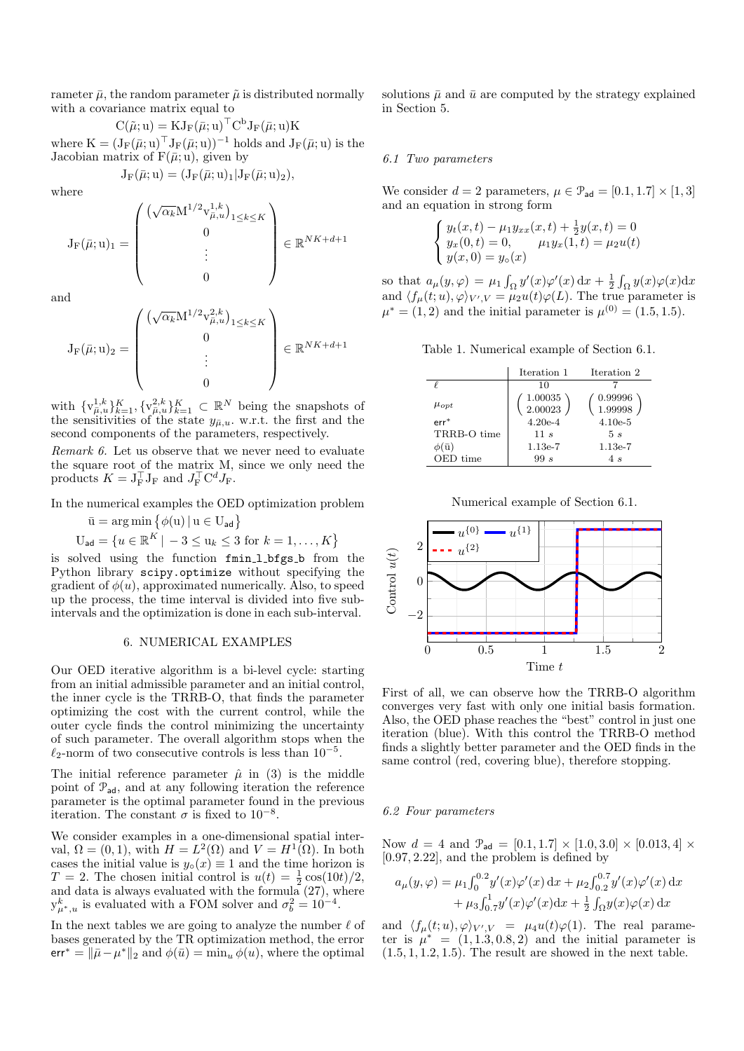rameter $\bar{\mu}$, the random parameter $\tilde{\mu}$ is distributed normally with a covariance matrix equal to

$$\mathrm{C}(\tilde{\mu};\mathrm{u}) = \mathrm{K}\mathrm{J}_\mathrm{F}(\bar{\mu};\mathrm{u})^\top \mathrm{C}^\mathrm{b} \mathrm{J}_\mathrm{F}(\bar{\mu};\mathrm{u})\mathrm{K}$$

where $\mathrm{K} = (\mathrm{J}_\mathrm{F}(\bar{\mu};\mathrm{u})^\top \mathrm{J}_\mathrm{F}(\bar{\mu};\mathrm{u}))^{-1}$ holds and $\mathrm{J}_\mathrm{F}(\bar{\mu};\mathrm{u})$ is the Jacobian matrix of $\mathrm{F}(\bar{\mu};\mathrm{u})$, given by

$$\mathrm{J}_\mathrm{F}(\bar{\mu};\mathrm{u}) = (\mathrm{J}_\mathrm{F}(\bar{\mu};\mathrm{u})_1 | \mathrm{J}_\mathrm{F}(\bar{\mu};\mathrm{u})_2),$$

where

$$\mathrm{J}_\mathrm{F}(\bar{\mu};\mathrm{u})_1 = \begin{pmatrix} \left(\sqrt{\alpha_k}\mathrm{M}^{1/2}\mathrm{v}^{1,k}_{\bar{\mu},u}\right)_{1\le k\le K} \\ 0 \\ \vdots \\ 0 \end{pmatrix} \in \mathbb{R}^{NK+d+1}$$

and

$$\mathrm{J}_\mathrm{F}(\bar{\mu};\mathrm{u})_2 = \begin{pmatrix} \left(\sqrt{\alpha_k}\mathrm{M}^{1/2}\mathrm{v}^{2,k}_{\bar{\mu},u}\right)_{1\le k\le K} \\ 0 \\ \vdots \\ 0 \end{pmatrix} \in \mathbb{R}^{NK+d+1}$$

with $\{\mathrm{v}^{1,k}_{\bar{\mu},u}\}_{k=1}^K, \{\mathrm{v}^{2,k}_{\bar{\mu},u}\}_{k=1}^K \subset \mathbb{R}^N$ being the snapshots of the sensitivities of the state $y_{\bar{\mu},u}$. w.r.t. the first and the second components of the parameters, respectively.

*Remark 6.* Let us observe that we never need to evaluate the square root of the matrix M, since we only need the products $K = \mathrm{J}_\mathrm{F}^\top \mathrm{J}_\mathrm{F}$ and $J_\mathrm{F}^\top C^d J_\mathrm{F}$.

In the numerical examples the OED optimization problem

$$\bar{\mathrm{u}} = \arg\min\left\{\phi(\mathrm{u}) \,|\, \mathrm{u} \in \mathrm{U}_{\mathsf{ad}}\right\}$$

$$\mathrm{U}_{\mathsf{ad}} = \left\{u \in \mathbb{R}^K \,|\, -3 \le \mathrm{u}_k \le 3 \text{ for } k = 1,\ldots,K\right\}$$

is solved using the function `fmin_l_bfgs_b` from the Python library `scipy.optimize` without specifying the gradient of $\phi(u)$, approximated numerically. Also, to speed up the process, the time interval is divided into five subintervals and the optimization is done in each sub-interval.

## 6. NUMERICAL EXAMPLES

Our OED iterative algorithm is a bi-level cycle: starting from an initial admissible parameter and an initial control, the inner cycle is the TRRB-O, that finds the parameter optimizing the cost with the current control, while the outer cycle finds the control minimizing the uncertainty of such parameter. The overall algorithm stops when the $\ell_2$-norm of two consecutive controls is less than $10^{-5}$.

The initial reference parameter $\hat{\mu}$ in (3) is the middle point of $\mathcal{P}_{\mathsf{ad}}$, and at any following iteration the reference parameter is the optimal parameter found in the previous iteration. The constant $\sigma$ is fixed to $10^{-8}$.

We consider examples in a one-dimensional spatial interval, $\Omega = (0,1)$, with $H = L^2(\Omega)$ and $V = H^1(\Omega)$. In both cases the initial value is $y_\circ(x) \equiv 1$ and the time horizon is $T = 2$. The chosen initial control is $u(t) = \frac{1}{2}\cos(10t)/2$, and data is always evaluated with the formula (27), where $\mathrm{y}^k_{\mu^*,u}$ is evaluated with a FOM solver and $\sigma_b^2 = 10^{-4}$.

In the next tables we are going to analyze the number $\ell$ of bases generated by the TR optimization method, the error $\mathsf{err}^* = \|\bar{\mu} - \mu^*\|_2$ and $\phi(\bar{u}) = \min_u \phi(u)$, where the optimal solutions $\bar{\mu}$ and $\bar{u}$ are computed by the strategy explained in Section 5.

### 6.1 Two parameters

We consider $d = 2$ parameters, $\mu \in \mathcal{P}_{\mathsf{ad}} = [0.1, 1.7] \times [1, 3]$ and an equation in strong form

$$\begin{cases} y_t(x,t) - \mu_1 y_{xx}(x,t) + \frac{1}{2}y(x,t) = 0 \\ y_x(0,t) = 0, \qquad \mu_1 y_x(1,t) = \mu_2 u(t) \\ y(x,0) = y_\circ(x) \end{cases}$$

so that $a_\mu(y,\varphi) = \mu_1 \int_\Omega y'(x)\varphi'(x)\,\mathrm{d}x + \frac{1}{2}\int_\Omega y(x)\varphi(x)\mathrm{d}x$ and $\langle f_\mu(t;u),\varphi\rangle_{V',V} = \mu_2 u(t)\varphi(L)$. The true parameter is $\mu^* = (1,2)$ and the initial parameter is $\mu^{(0)} = (1.5, 1.5)$.

Table 1. Numerical example of Section 6.1.

| | Iteration 1 | Iteration 2 |
|---|---|---|
| $\ell$ | 10 | 7 |
| $\mu_{opt}$ | $\begin{pmatrix} 1.00035 \\ 2.00023 \end{pmatrix}$ | $\begin{pmatrix} 0.99996 \\ 1.99998 \end{pmatrix}$ |
| $\mathsf{err}^*$ | 4.20e-4 | 4.10e-5 |
| TRRB-O time | 11 *s* | 5 *s* |
| $\phi(\bar{\mathrm{u}})$ | 1.13e-7 | 1.13e-7 |
| OED time | 99 *s* | 4 *s* |

Numerical example of Section 6.1.

First of all, we can observe how the TRRB-O algorithm converges very fast with only one initial basis formation. Also, the OED phase reaches the "best" control in just one iteration (blue). With this control the TRRB-O method finds a slightly better parameter and the OED finds in the same control (red, covering blue), therefore stopping.

### 6.2 Four parameters

Now $d = 4$ and $\mathcal{P}_{\mathsf{ad}} = [0.1, 1.7] \times [1.0, 3.0] \times [0.013, 4] \times [0.97, 2.22]$, and the problem is defined by

$$\begin{aligned} a_\mu(y,\varphi) = \mu_1 \int_0^{0.2} y'(x)\varphi'(x)\,\mathrm{d}x + \mu_2 \int_{0.2}^{0.7} y'(x)\varphi'(x)\,\mathrm{d}x \\ + \mu_3 \int_{0.7}^{1} y'(x)\varphi'(x)\mathrm{d}x + \frac{1}{2}\int_\Omega y(x)\varphi(x)\,\mathrm{d}x \end{aligned}$$

and $\langle f_\mu(t;u),\varphi\rangle_{V',V} = \mu_4 u(t)\varphi(1)$. The real parameter is $\mu^* = (1, 1.3, 0.8, 2)$ and the initial parameter is $(1.5, 1, 1.2, 1.5)$. The result are showed in the next table.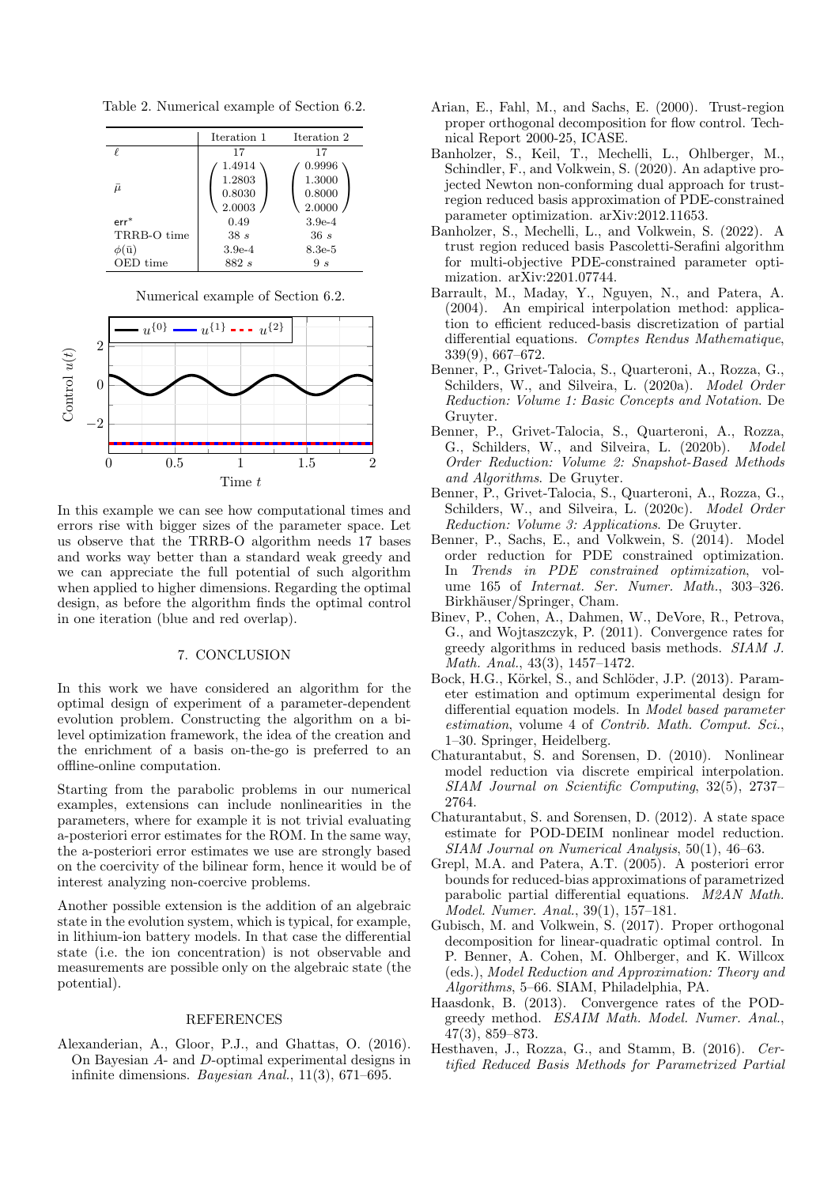Table 2. Numerical example of Section 6.2.

| | Iteration 1 | Iteration 2 |
|---|---|---|
| $\ell$ | 17 | 17 |
| $\bar{\mu}$ | $\begin{pmatrix} 1.4914 \\ 1.2803 \\ 0.8030 \\ 2.0003 \end{pmatrix}$ | $\begin{pmatrix} 0.9996 \\ 1.3000 \\ 0.8000 \\ 2.0000 \end{pmatrix}$ |
| $\mathsf{err}^*$ | 0.49 | 3.9e-4 |
| TRRB-O time | 38 $s$ | 36 $s$ |
| $\phi(\bar{\mathrm{u}})$ | 3.9e-4 | 8.3e-5 |
| OED time | 882 $s$ | 9 $s$ |

Numerical example of Section 6.2.

In this example we can see how computational times and errors rise with bigger sizes of the parameter space. Let us observe that the TRRB-O algorithm needs 17 bases and works way better than a standard weak greedy and we can appreciate the full potential of such algorithm when applied to higher dimensions. Regarding the optimal design, as before the algorithm finds the optimal control in one iteration (blue and red overlap).

## 7. CONCLUSION

In this work we have considered an algorithm for the optimal design of experiment of a parameter-dependent evolution problem. Constructing the algorithm on a bi-level optimization framework, the idea of the creation and the enrichment of a basis on-the-go is preferred to an offline-online computation.

Starting from the parabolic problems in our numerical examples, extensions can include nonlinearities in the parameters, where for example it is not trivial evaluating a-posteriori error estimates for the ROM. In the same way, the a-posteriori error estimates we use are strongly based on the coercivity of the bilinear form, hence it would be of interest analyzing non-coercive problems.

Another possible extension is the addition of an algebraic state in the evolution system, which is typical, for example, in lithium-ion battery models. In that case the differential state (i.e. the ion concentration) is not observable and measurements are possible only on the algebraic state (the potential).

## REFERENCES

Alexanderian, A., Gloor, P.J., and Ghattas, O. (2016). On Bayesian $A$- and $D$-optimal experimental designs in infinite dimensions. *Bayesian Anal.*, 11(3), 671–695.

Arian, E., Fahl, M., and Sachs, E. (2000). Trust-region proper orthogonal decomposition for flow control. Technical Report 2000-25, ICASE.

Banholzer, S., Keil, T., Mechelli, L., Ohlberger, M., Schindler, F., and Volkwein, S. (2020). An adaptive projected Newton non-conforming dual approach for trust-region reduced basis approximation of PDE-constrained parameter optimization. arXiv:2012.11653.

Banholzer, S., Mechelli, L., and Volkwein, S. (2022). A trust region reduced basis Pascoletti-Serafini algorithm for multi-objective PDE-constrained parameter optimization. arXiv:2201.07744.

Barrault, M., Maday, Y., Nguyen, N., and Patera, A. (2004). An empirical interpolation method: application to efficient reduced-basis discretization of partial differential equations. *Comptes Rendus Mathematique*, 339(9), 667–672.

Benner, P., Grivet-Talocia, S., Quarteroni, A., Rozza, G., Schilders, W., and Silveira, L. (2020a). *Model Order Reduction: Volume 1: Basic Concepts and Notation*. De Gruyter.

Benner, P., Grivet-Talocia, S., Quarteroni, A., Rozza, G., Schilders, W., and Silveira, L. (2020b). *Model Order Reduction: Volume 2: Snapshot-Based Methods and Algorithms*. De Gruyter.

Benner, P., Grivet-Talocia, S., Quarteroni, A., Rozza, G., Schilders, W., and Silveira, L. (2020c). *Model Order Reduction: Volume 3: Applications*. De Gruyter.

Benner, P., Sachs, E., and Volkwein, S. (2014). Model order reduction for PDE constrained optimization. In *Trends in PDE constrained optimization*, volume 165 of *Internat. Ser. Numer. Math.*, 303–326. Birkhäuser/Springer, Cham.

Binev, P., Cohen, A., Dahmen, W., DeVore, R., Petrova, G., and Wojtaszczyk, P. (2011). Convergence rates for greedy algorithms in reduced basis methods. *SIAM J. Math. Anal.*, 43(3), 1457–1472.

Bock, H.G., Körkel, S., and Schlöder, J.P. (2013). Parameter estimation and optimum experimental design for differential equation models. In *Model based parameter estimation*, volume 4 of *Contrib. Math. Comput. Sci.*, 1–30. Springer, Heidelberg.

Chaturantabut, S. and Sorensen, D. (2010). Nonlinear model reduction via discrete empirical interpolation. *SIAM Journal on Scientific Computing*, 32(5), 2737–2764.

Chaturantabut, S. and Sorensen, D. (2012). A state space estimate for POD-DEIM nonlinear model reduction. *SIAM Journal on Numerical Analysis*, 50(1), 46–63.

Grepl, M.A. and Patera, A.T. (2005). A posteriori error bounds for reduced-bias approximations of parametrized parabolic partial differential equations. *M2AN Math. Model. Numer. Anal.*, 39(1), 157–181.

Gubisch, M. and Volkwein, S. (2017). Proper orthogonal decomposition for linear-quadratic optimal control. In P. Benner, A. Cohen, M. Ohlberger, and K. Willcox (eds.), *Model Reduction and Approximation: Theory and Algorithms*, 5–66. SIAM, Philadelphia, PA.

Haasdonk, B. (2013). Convergence rates of the POD-greedy method. *ESAIM Math. Model. Numer. Anal.*, 47(3), 859–873.

Hesthaven, J., Rozza, G., and Stamm, B. (2016). *Certified Reduced Basis Methods for Parametrized Partial*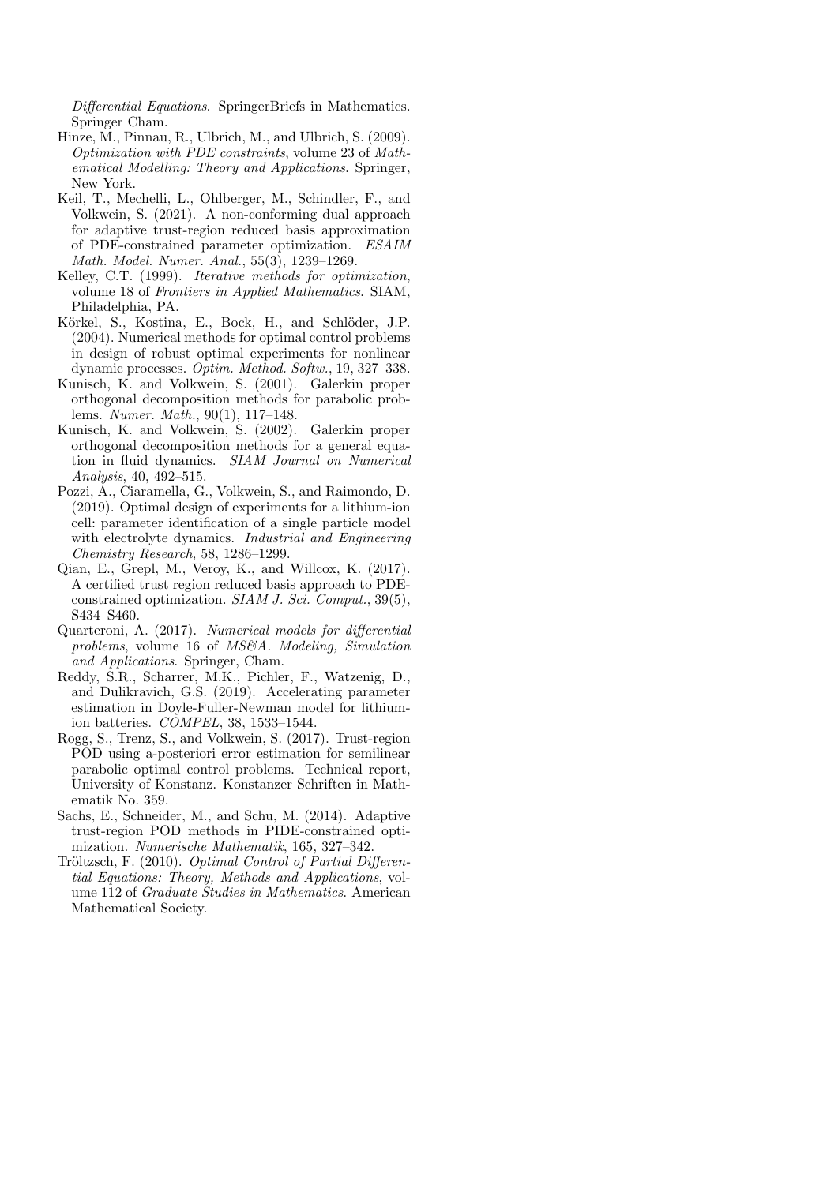*Differential Equations*. SpringerBriefs in Mathematics. Springer Cham.

Hinze, M., Pinnau, R., Ulbrich, M., and Ulbrich, S. (2009). *Optimization with PDE constraints*, volume 23 of *Mathematical Modelling: Theory and Applications*. Springer, New York.

Keil, T., Mechelli, L., Ohlberger, M., Schindler, F., and Volkwein, S. (2021). A non-conforming dual approach for adaptive trust-region reduced basis approximation of PDE-constrained parameter optimization. *ESAIM Math. Model. Numer. Anal.*, 55(3), 1239–1269.

Kelley, C.T. (1999). *Iterative methods for optimization*, volume 18 of *Frontiers in Applied Mathematics*. SIAM, Philadelphia, PA.

Körkel, S., Kostina, E., Bock, H., and Schlöder, J.P. (2004). Numerical methods for optimal control problems in design of robust optimal experiments for nonlinear dynamic processes. *Optim. Method. Softw.*, 19, 327–338.

Kunisch, K. and Volkwein, S. (2001). Galerkin proper orthogonal decomposition methods for parabolic problems. *Numer. Math.*, 90(1), 117–148.

Kunisch, K. and Volkwein, S. (2002). Galerkin proper orthogonal decomposition methods for a general equation in fluid dynamics. *SIAM Journal on Numerical Analysis*, 40, 492–515.

Pozzi, A., Ciaramella, G., Volkwein, S., and Raimondo, D. (2019). Optimal design of experiments for a lithium-ion cell: parameter identification of a single particle model with electrolyte dynamics. *Industrial and Engineering Chemistry Research*, 58, 1286–1299.

Qian, E., Grepl, M., Veroy, K., and Willcox, K. (2017). A certified trust region reduced basis approach to PDE-constrained optimization. *SIAM J. Sci. Comput.*, 39(5), S434–S460.

Quarteroni, A. (2017). *Numerical models for differential problems*, volume 16 of *MS&A. Modeling, Simulation and Applications*. Springer, Cham.

Reddy, S.R., Scharrer, M.K., Pichler, F., Watzenig, D., and Dulikravich, G.S. (2019). Accelerating parameter estimation in Doyle-Fuller-Newman model for lithium-ion batteries. *COMPEL*, 38, 1533–1544.

Rogg, S., Trenz, S., and Volkwein, S. (2017). Trust-region POD using a-posteriori error estimation for semilinear parabolic optimal control problems. Technical report, University of Konstanz. Konstanzer Schriften in Mathematik No. 359.

Sachs, E., Schneider, M., and Schu, M. (2014). Adaptive trust-region POD methods in PIDE-constrained optimization. *Numerische Mathematik*, 165, 327–342.

Tröltzsch, F. (2010). *Optimal Control of Partial Differential Equations: Theory, Methods and Applications*, volume 112 of *Graduate Studies in Mathematics*. American Mathematical Society.